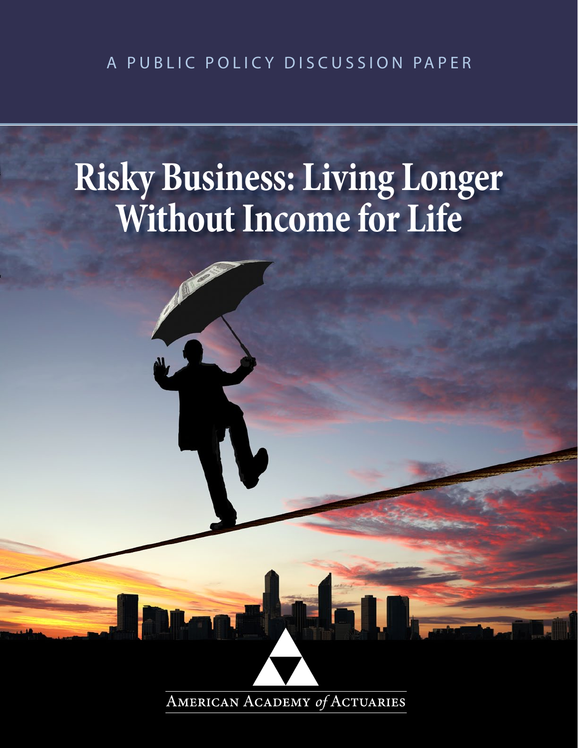A PUBLIC POLICY DISCUSSION PAPER

# Risky Business: Living Longer Without Income for Life

American Academy *of* Actuaries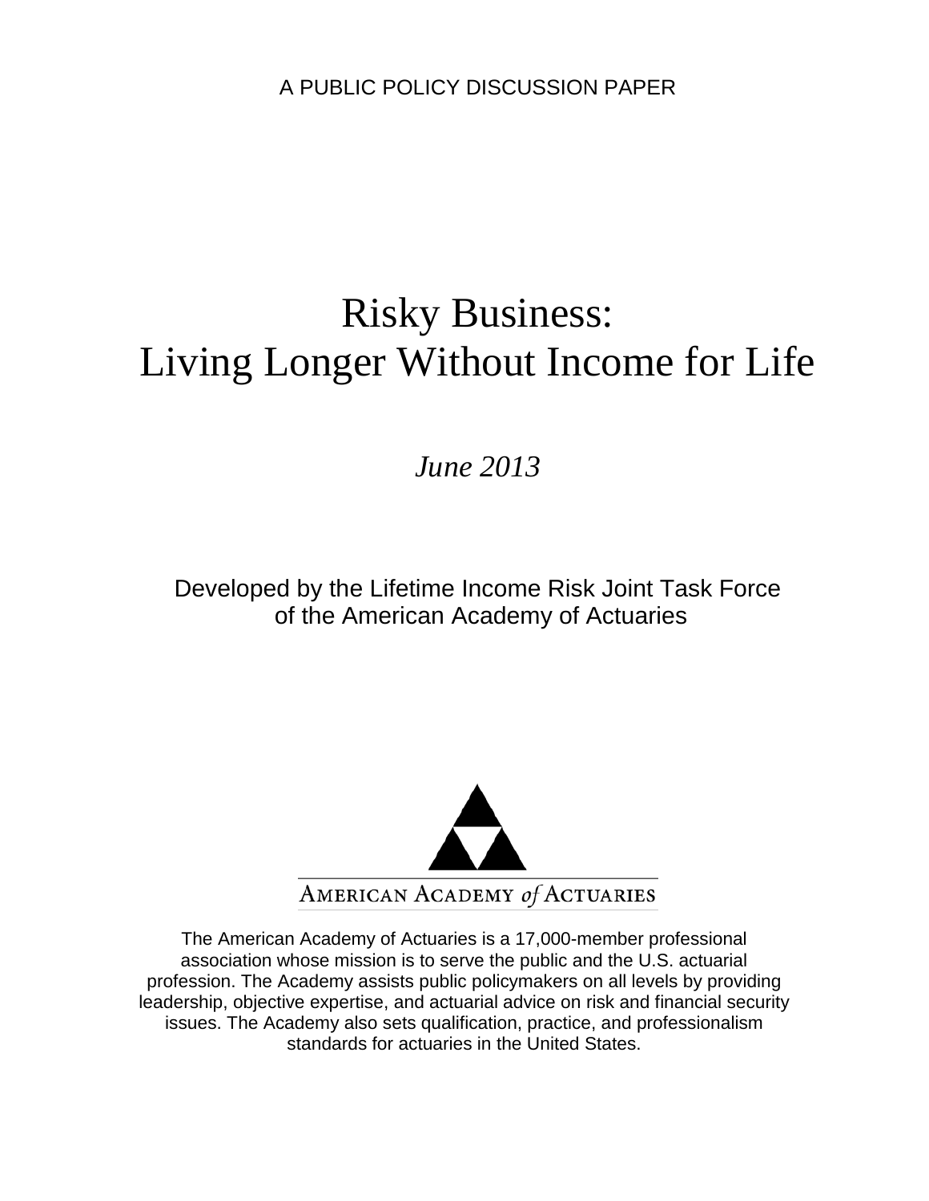A PUBLIC POLICY DISCUSSION PAPER

# Risky Business: Living Longer Without Income for Life

*June 2013*

Developed by the Lifetime Income Risk Joint Task Force of the American Academy of Actuaries

AMERICAN ACADEMY *of* ACTUARIES

The American Academy of Actuaries is a 17,000-member professional association whose mission is to serve the public and the U.S. actuarial profession. The Academy assists public policymakers on all levels by providing leadership, objective expertise, and actuarial advice on risk and financial security issues. The Academy also sets qualification, practice, and professionalism standards for actuaries in the United States.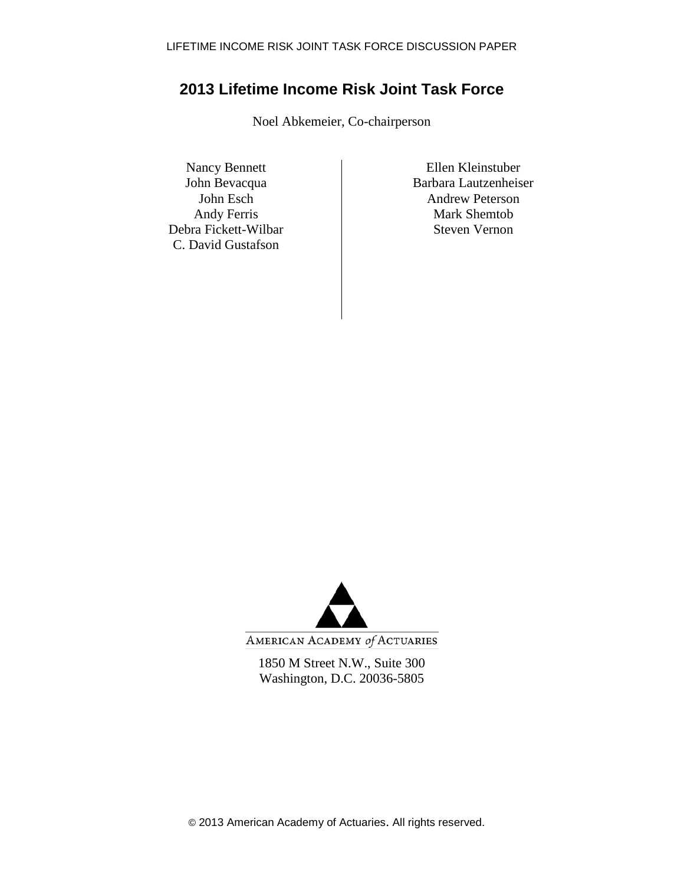# 2013 Lifetime Income Risk Joint Task Force

Noel Abkemeier, Co-chairperson

Nancy Bennett
John Bevacqua
John Esch
Andy Ferris
Debra Fickett-Wilbar
C. David Gustafson
Ellen Kleinstuber
Barbara Lautzenheiser
Andrew Peterson
Mark Shemtob
Steven Vernon

AMERICAN ACADEMY *of* ACTUARIES

1850 M Street N.W., Suite 300
Washington, D.C. 20036-5805

© 2013 American Academy of Actuaries. All rights reserved.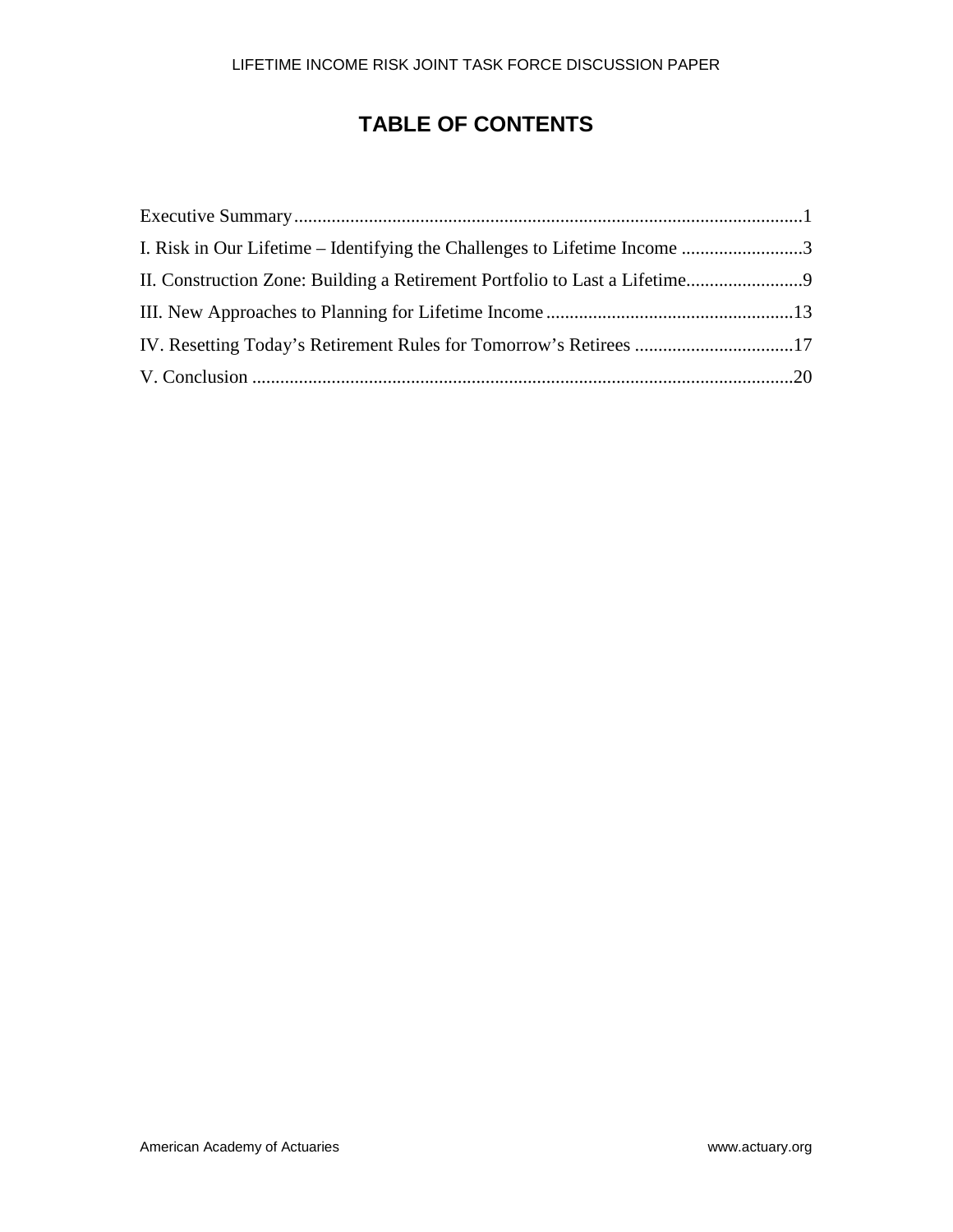# TABLE OF CONTENTS

Executive Summary.....1

I. Risk in Our Lifetime – Identifying the Challenges to Lifetime Income .....3

II. Construction Zone: Building a Retirement Portfolio to Last a Lifetime.....9

III. New Approaches to Planning for Lifetime Income.....13

IV. Resetting Today's Retirement Rules for Tomorrow's Retirees .....17

V. Conclusion .....20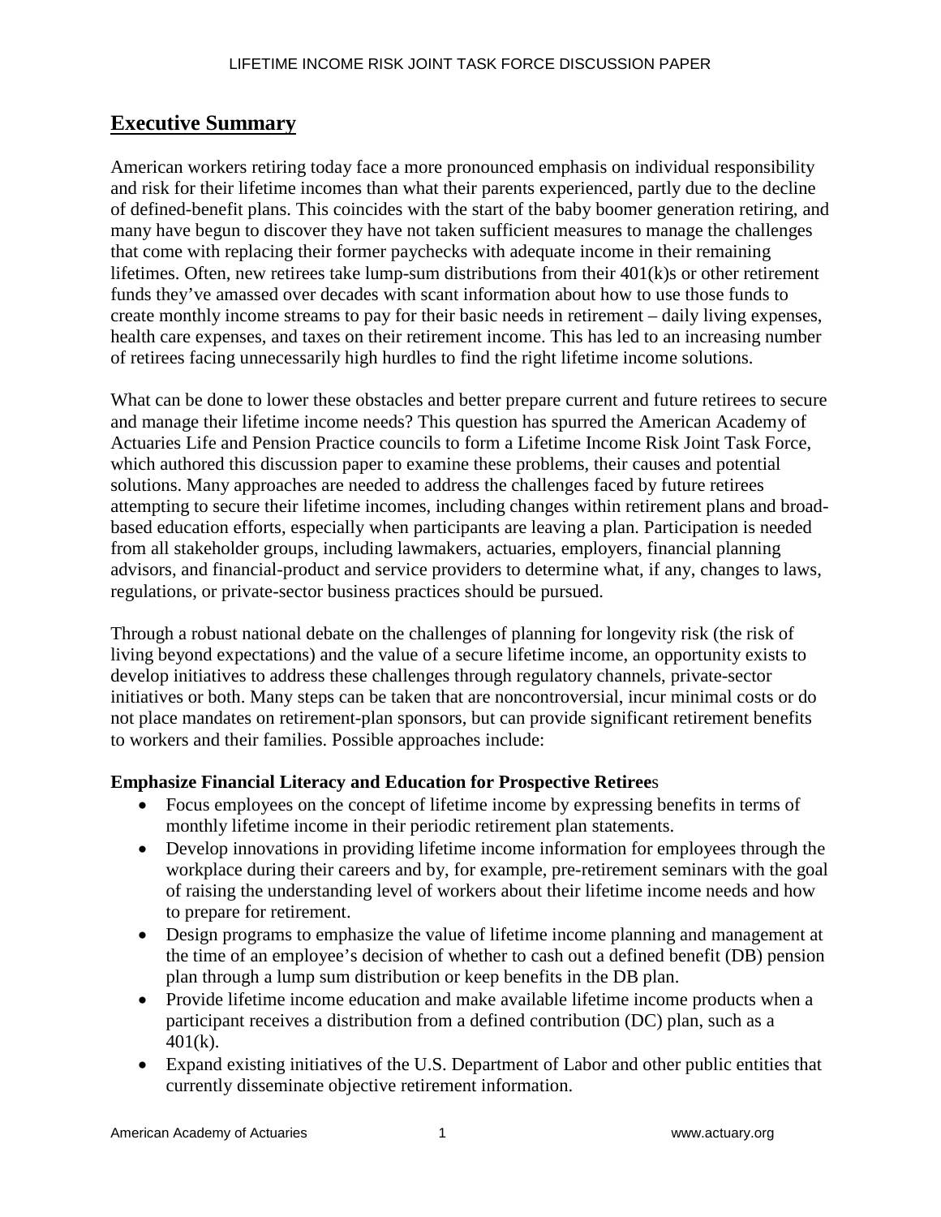## Executive Summary

American workers retiring today face a more pronounced emphasis on individual responsibility and risk for their lifetime incomes than what their parents experienced, partly due to the decline of defined-benefit plans. This coincides with the start of the baby boomer generation retiring, and many have begun to discover they have not taken sufficient measures to manage the challenges that come with replacing their former paychecks with adequate income in their remaining lifetimes. Often, new retirees take lump-sum distributions from their 401(k)s or other retirement funds they've amassed over decades with scant information about how to use those funds to create monthly income streams to pay for their basic needs in retirement – daily living expenses, health care expenses, and taxes on their retirement income. This has led to an increasing number of retirees facing unnecessarily high hurdles to find the right lifetime income solutions.

What can be done to lower these obstacles and better prepare current and future retirees to secure and manage their lifetime income needs? This question has spurred the American Academy of Actuaries Life and Pension Practice councils to form a Lifetime Income Risk Joint Task Force, which authored this discussion paper to examine these problems, their causes and potential solutions. Many approaches are needed to address the challenges faced by future retirees attempting to secure their lifetime incomes, including changes within retirement plans and broad-based education efforts, especially when participants are leaving a plan. Participation is needed from all stakeholder groups, including lawmakers, actuaries, employers, financial planning advisors, and financial-product and service providers to determine what, if any, changes to laws, regulations, or private-sector business practices should be pursued.

Through a robust national debate on the challenges of planning for longevity risk (the risk of living beyond expectations) and the value of a secure lifetime income, an opportunity exists to develop initiatives to address these challenges through regulatory channels, private-sector initiatives or both. Many steps can be taken that are noncontroversial, incur minimal costs or do not place mandates on retirement-plan sponsors, but can provide significant retirement benefits to workers and their families. Possible approaches include:

**Emphasize Financial Literacy and Education for Prospective Retirees**

- Focus employees on the concept of lifetime income by expressing benefits in terms of monthly lifetime income in their periodic retirement plan statements.
- Develop innovations in providing lifetime income information for employees through the workplace during their careers and by, for example, pre-retirement seminars with the goal of raising the understanding level of workers about their lifetime income needs and how to prepare for retirement.
- Design programs to emphasize the value of lifetime income planning and management at the time of an employee's decision of whether to cash out a defined benefit (DB) pension plan through a lump sum distribution or keep benefits in the DB plan.
- Provide lifetime income education and make available lifetime income products when a participant receives a distribution from a defined contribution (DC) plan, such as a 401(k).
- Expand existing initiatives of the U.S. Department of Labor and other public entities that currently disseminate objective retirement information.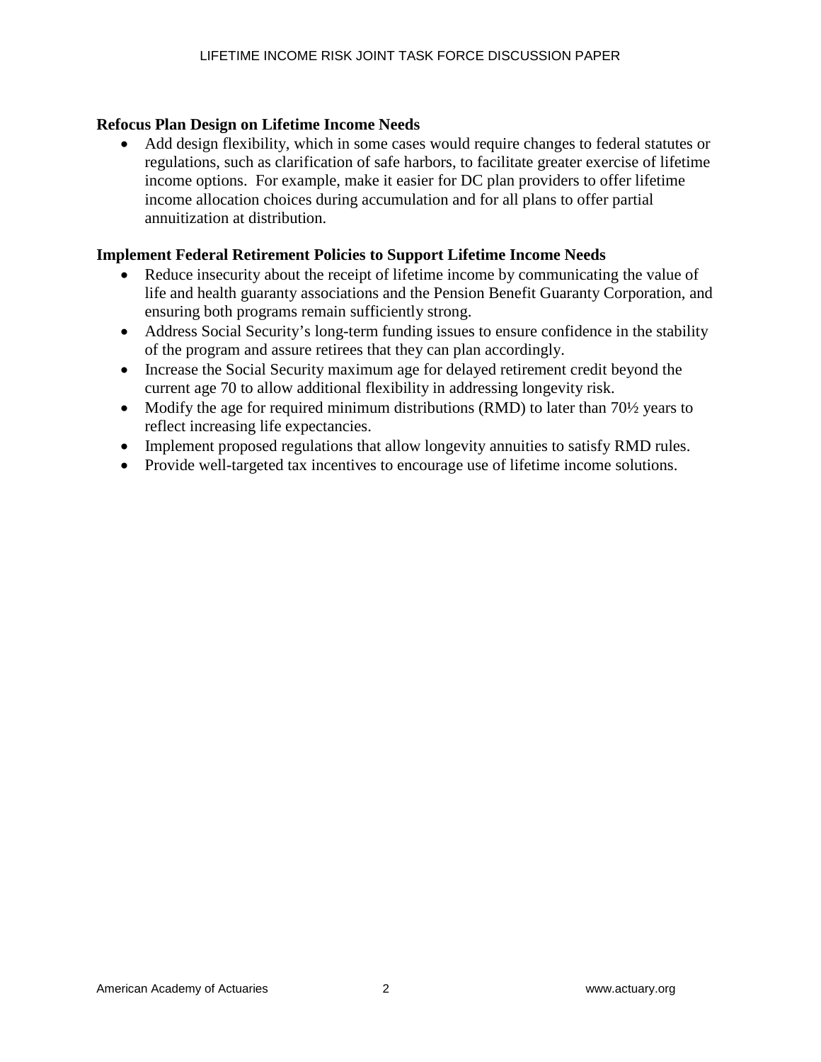**Refocus Plan Design on Lifetime Income Needs**

- Add design flexibility, which in some cases would require changes to federal statutes or regulations, such as clarification of safe harbors, to facilitate greater exercise of lifetime income options. For example, make it easier for DC plan providers to offer lifetime income allocation choices during accumulation and for all plans to offer partial annuitization at distribution.

**Implement Federal Retirement Policies to Support Lifetime Income Needs**

- Reduce insecurity about the receipt of lifetime income by communicating the value of life and health guaranty associations and the Pension Benefit Guaranty Corporation, and ensuring both programs remain sufficiently strong.
- Address Social Security's long-term funding issues to ensure confidence in the stability of the program and assure retirees that they can plan accordingly.
- Increase the Social Security maximum age for delayed retirement credit beyond the current age 70 to allow additional flexibility in addressing longevity risk.
- Modify the age for required minimum distributions (RMD) to later than 70½ years to reflect increasing life expectancies.
- Implement proposed regulations that allow longevity annuities to satisfy RMD rules.
- Provide well-targeted tax incentives to encourage use of lifetime income solutions.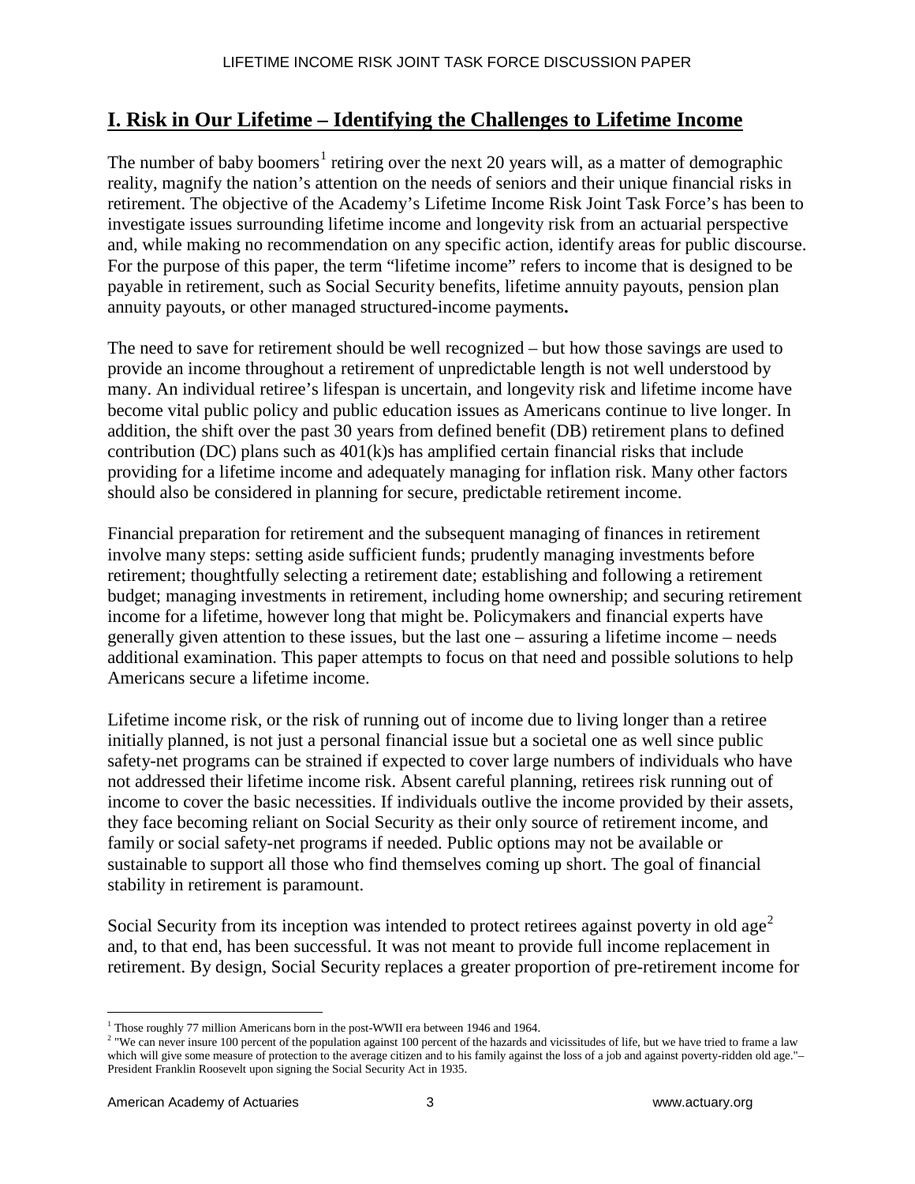## I. Risk in Our Lifetime – Identifying the Challenges to Lifetime Income

The number of baby boomers[1] retiring over the next 20 years will, as a matter of demographic reality, magnify the nation's attention on the needs of seniors and their unique financial risks in retirement. The objective of the Academy's Lifetime Income Risk Joint Task Force's has been to investigate issues surrounding lifetime income and longevity risk from an actuarial perspective and, while making no recommendation on any specific action, identify areas for public discourse. For the purpose of this paper, the term "lifetime income" refers to income that is designed to be payable in retirement, such as Social Security benefits, lifetime annuity payouts, pension plan annuity payouts, or other managed structured-income payments**.**

The need to save for retirement should be well recognized – but how those savings are used to provide an income throughout a retirement of unpredictable length is not well understood by many. An individual retiree's lifespan is uncertain, and longevity risk and lifetime income have become vital public policy and public education issues as Americans continue to live longer. In addition, the shift over the past 30 years from defined benefit (DB) retirement plans to defined contribution (DC) plans such as 401(k)s has amplified certain financial risks that include providing for a lifetime income and adequately managing for inflation risk. Many other factors should also be considered in planning for secure, predictable retirement income.

Financial preparation for retirement and the subsequent managing of finances in retirement involve many steps: setting aside sufficient funds; prudently managing investments before retirement; thoughtfully selecting a retirement date; establishing and following a retirement budget; managing investments in retirement, including home ownership; and securing retirement income for a lifetime, however long that might be. Policymakers and financial experts have generally given attention to these issues, but the last one – assuring a lifetime income – needs additional examination. This paper attempts to focus on that need and possible solutions to help Americans secure a lifetime income.

Lifetime income risk, or the risk of running out of income due to living longer than a retiree initially planned, is not just a personal financial issue but a societal one as well since public safety-net programs can be strained if expected to cover large numbers of individuals who have not addressed their lifetime income risk. Absent careful planning, retirees risk running out of income to cover the basic necessities. If individuals outlive the income provided by their assets, they face becoming reliant on Social Security as their only source of retirement income, and family or social safety-net programs if needed. Public options may not be available or sustainable to support all those who find themselves coming up short. The goal of financial stability in retirement is paramount.

Social Security from its inception was intended to protect retirees against poverty in old age[2] and, to that end, has been successful. It was not meant to provide full income replacement in retirement. By design, Social Security replaces a greater proportion of pre-retirement income for

---

[1] Those roughly 77 million Americans born in the post-WWII era between 1946 and 1964.

[2] "We can never insure 100 percent of the population against 100 percent of the hazards and vicissitudes of life, but we have tried to frame a law which will give some measure of protection to the average citizen and to his family against the loss of a job and against poverty-ridden old age."– President Franklin Roosevelt upon signing the Social Security Act in 1935.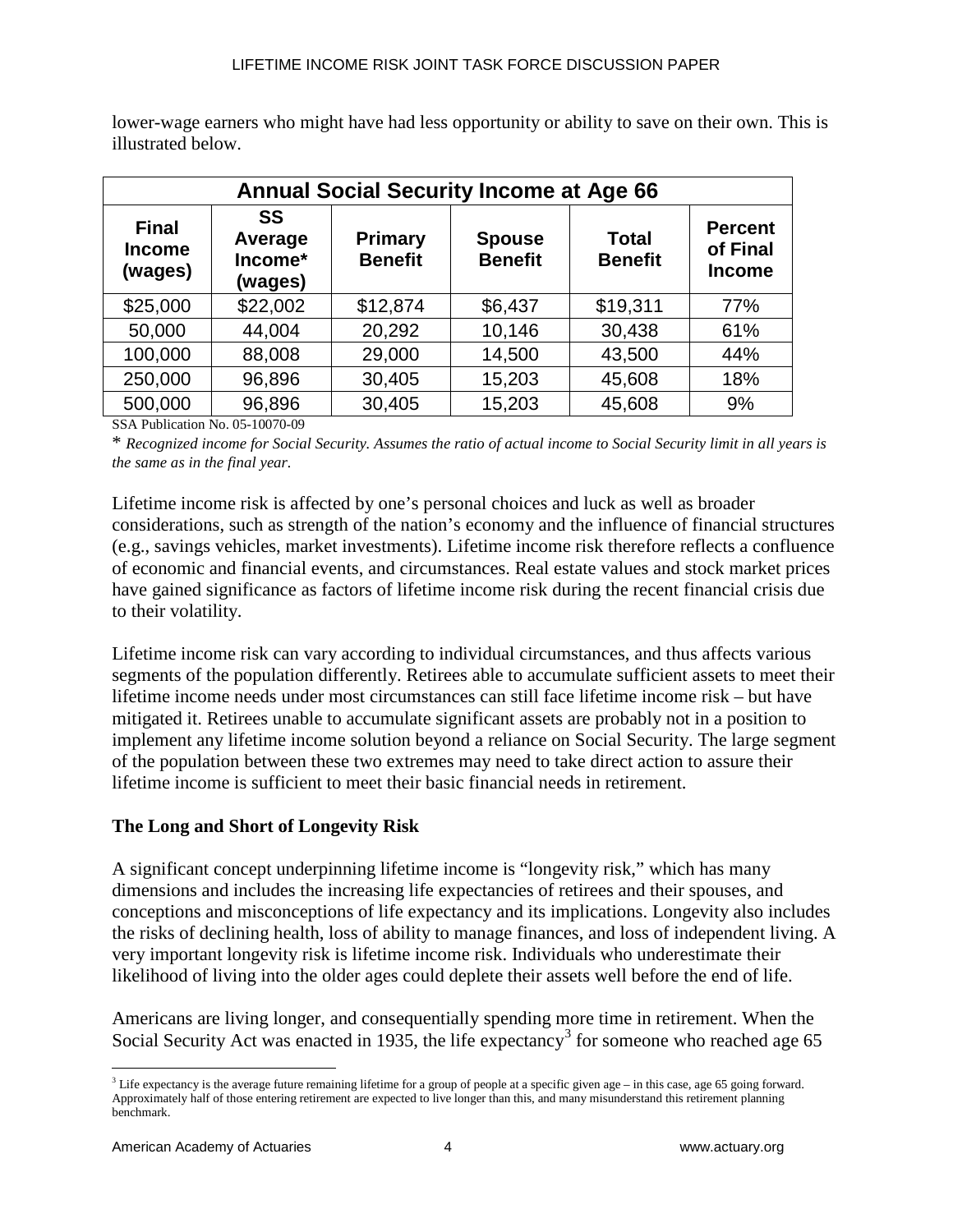lower-wage earners who might have had less opportunity or ability to save on their own. This is illustrated below.

| Annual Social Security Income at Age 66 | | | | | |
|---|---|---|---|---|---|
| **Final Income (wages)** | **SS Average Income* (wages)** | **Primary Benefit** | **Spouse Benefit** | **Total Benefit** | **Percent of Final Income** |
| $25,000 | $22,002 | $12,874 | $6,437 | $19,311 | 77% |
| 50,000 | 44,004 | 20,292 | 10,146 | 30,438 | 61% |
| 100,000 | 88,008 | 29,000 | 14,500 | 43,500 | 44% |
| 250,000 | 96,896 | 30,405 | 15,203 | 45,608 | 18% |
| 500,000 | 96,896 | 30,405 | 15,203 | 45,608 | 9% |

SSA Publication No. 05-10070-09

\* *Recognized income for Social Security. Assumes the ratio of actual income to Social Security limit in all years is the same as in the final year.*

Lifetime income risk is affected by one's personal choices and luck as well as broader considerations, such as strength of the nation's economy and the influence of financial structures (e.g., savings vehicles, market investments). Lifetime income risk therefore reflects a confluence of economic and financial events, and circumstances. Real estate values and stock market prices have gained significance as factors of lifetime income risk during the recent financial crisis due to their volatility.

Lifetime income risk can vary according to individual circumstances, and thus affects various segments of the population differently. Retirees able to accumulate sufficient assets to meet their lifetime income needs under most circumstances can still face lifetime income risk – but have mitigated it. Retirees unable to accumulate significant assets are probably not in a position to implement any lifetime income solution beyond a reliance on Social Security. The large segment of the population between these two extremes may need to take direct action to assure their lifetime income is sufficient to meet their basic financial needs in retirement.

### The Long and Short of Longevity Risk

A significant concept underpinning lifetime income is "longevity risk," which has many dimensions and includes the increasing life expectancies of retirees and their spouses, and conceptions and misconceptions of life expectancy and its implications. Longevity also includes the risks of declining health, loss of ability to manage finances, and loss of independent living. A very important longevity risk is lifetime income risk. Individuals who underestimate their likelihood of living into the older ages could deplete their assets well before the end of life.

Americans are living longer, and consequentially spending more time in retirement. When the Social Security Act was enacted in 1935, the life expectancy[3] for someone who reached age 65

[3] Life expectancy is the average future remaining lifetime for a group of people at a specific given age – in this case, age 65 going forward. Approximately half of those entering retirement are expected to live longer than this, and many misunderstand this retirement planning benchmark.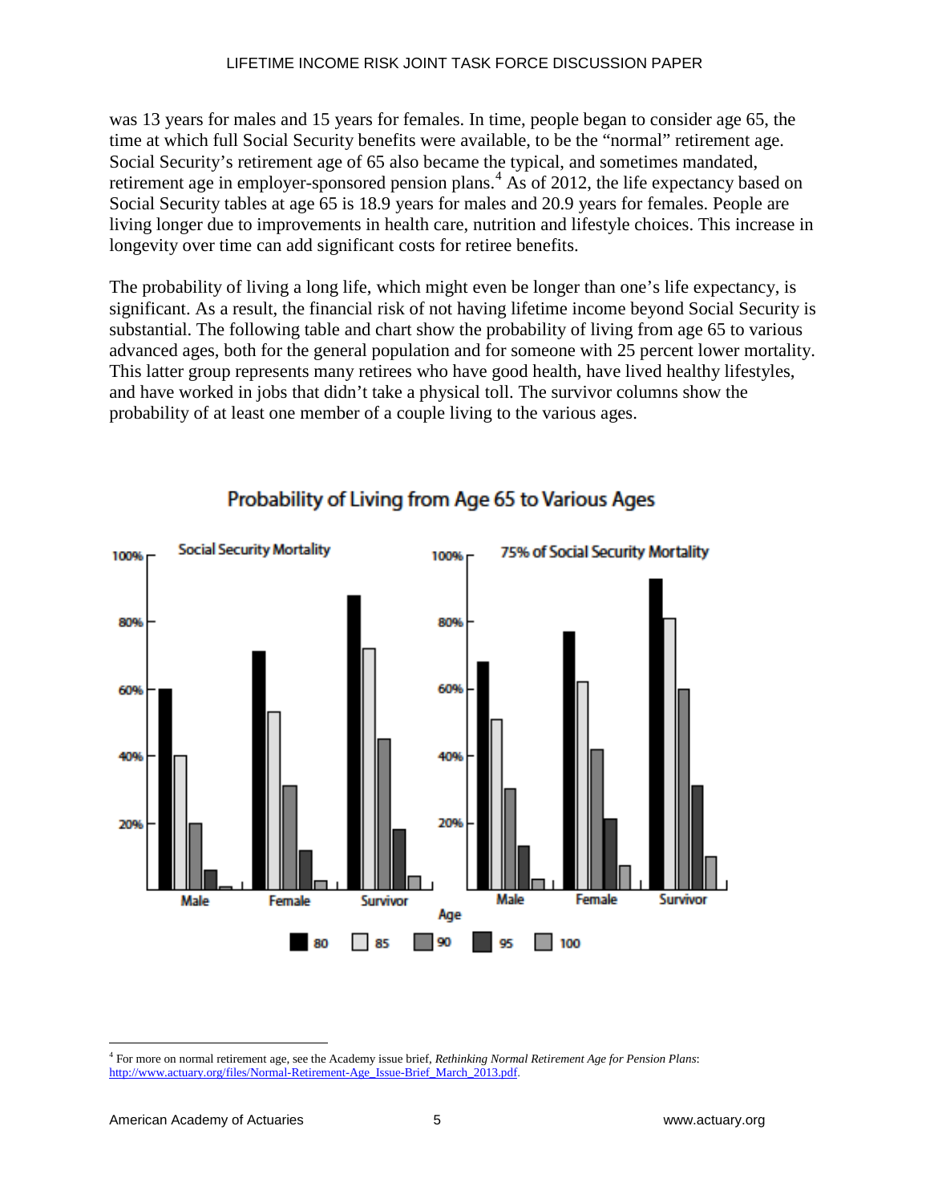was 13 years for males and 15 years for females. In time, people began to consider age 65, the time at which full Social Security benefits were available, to be the "normal" retirement age. Social Security's retirement age of 65 also became the typical, and sometimes mandated, retirement age in employer-sponsored pension plans.[4] As of 2012, the life expectancy based on Social Security tables at age 65 is 18.9 years for males and 20.9 years for females. People are living longer due to improvements in health care, nutrition and lifestyle choices. This increase in longevity over time can add significant costs for retiree benefits.

The probability of living a long life, which might even be longer than one's life expectancy, is significant. As a result, the financial risk of not having lifetime income beyond Social Security is substantial. The following table and chart show the probability of living from age 65 to various advanced ages, both for the general population and for someone with 25 percent lower mortality. This latter group represents many retirees who have good health, have lived healthy lifestyles, and have worked in jobs that didn't take a physical toll. The survivor columns show the probability of at least one member of a couple living to the various ages.

**Probability of Living from Age 65 to Various Ages**

Social Security Mortality | 75% of Social Security Mortality

Male | Female | Survivor — Age: 80, 85, 90, 95, 100

[4] For more on normal retirement age, see the Academy issue brief, *Rethinking Normal Retirement Age for Pension Plans*: http://www.actuary.org/files/Normal-Retirement-Age_Issue-Brief_March_2013.pdf.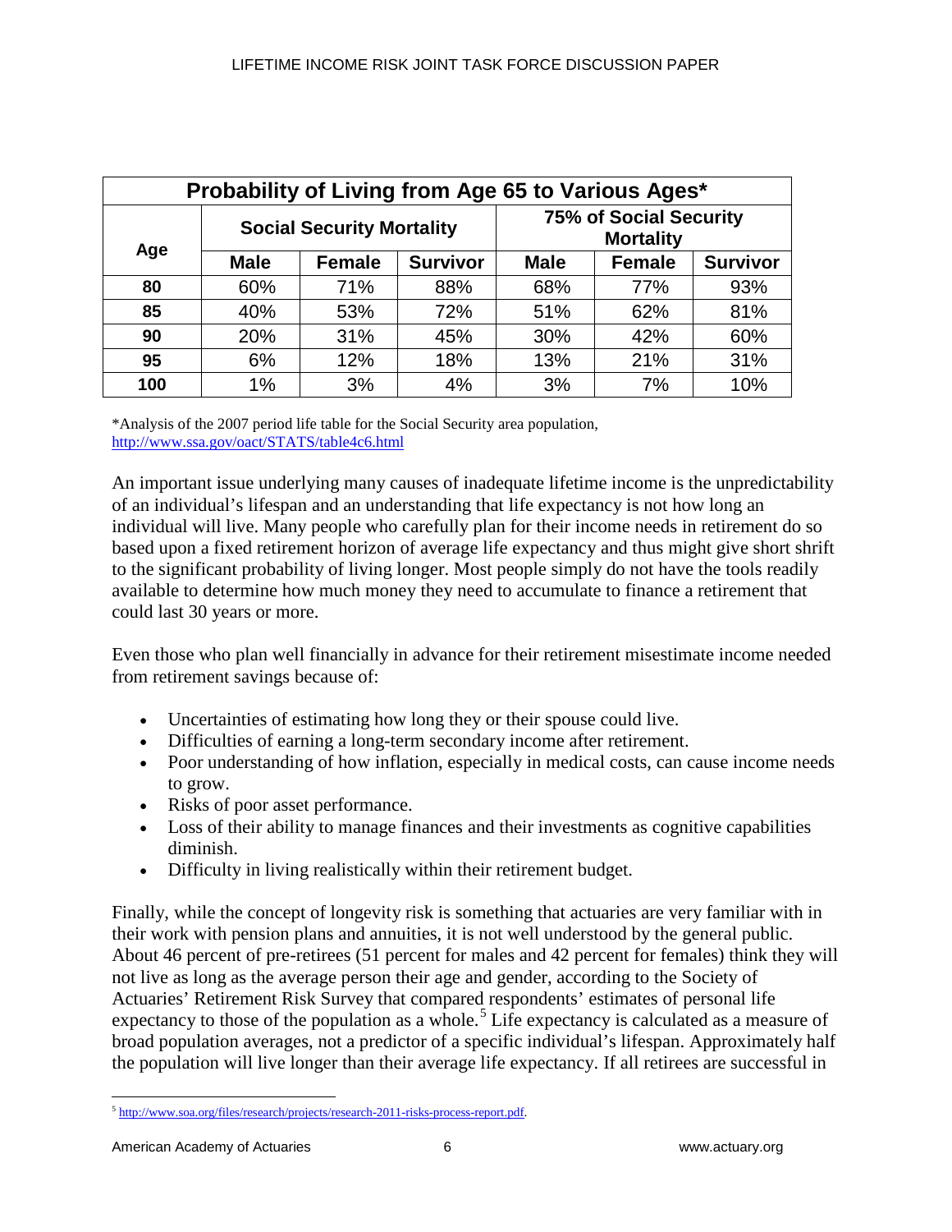| Probability of Living from Age 65 to Various Ages* | | | | | | |
|---|---|---|---|---|---|---|
| Age | Social Security Mortality | | | 75% of Social Security Mortality | | |
| | Male | Female | Survivor | Male | Female | Survivor |
| 80 | 60% | 71% | 88% | 68% | 77% | 93% |
| 85 | 40% | 53% | 72% | 51% | 62% | 81% |
| 90 | 20% | 31% | 45% | 30% | 42% | 60% |
| 95 | 6% | 12% | 18% | 13% | 21% | 31% |
| 100 | 1% | 3% | 4% | 3% | 7% | 10% |

*Analysis of the 2007 period life table for the Social Security area population, http://www.ssa.gov/oact/STATS/table4c6.html

An important issue underlying many causes of inadequate lifetime income is the unpredictability of an individual's lifespan and an understanding that life expectancy is not how long an individual will live. Many people who carefully plan for their income needs in retirement do so based upon a fixed retirement horizon of average life expectancy and thus might give short shrift to the significant probability of living longer. Most people simply do not have the tools readily available to determine how much money they need to accumulate to finance a retirement that could last 30 years or more.

Even those who plan well financially in advance for their retirement misestimate income needed from retirement savings because of:

- Uncertainties of estimating how long they or their spouse could live.
- Difficulties of earning a long-term secondary income after retirement.
- Poor understanding of how inflation, especially in medical costs, can cause income needs to grow.
- Risks of poor asset performance.
- Loss of their ability to manage finances and their investments as cognitive capabilities diminish.
- Difficulty in living realistically within their retirement budget.

Finally, while the concept of longevity risk is something that actuaries are very familiar with in their work with pension plans and annuities, it is not well understood by the general public. About 46 percent of pre-retirees (51 percent for males and 42 percent for females) think they will not live as long as the average person their age and gender, according to the Society of Actuaries' Retirement Risk Survey that compared respondents' estimates of personal life expectancy to those of the population as a whole.[5] Life expectancy is calculated as a measure of broad population averages, not a predictor of a specific individual's lifespan. Approximately half the population will live longer than their average life expectancy. If all retirees are successful in

[5] http://www.soa.org/files/research/projects/research-2011-risks-process-report.pdf.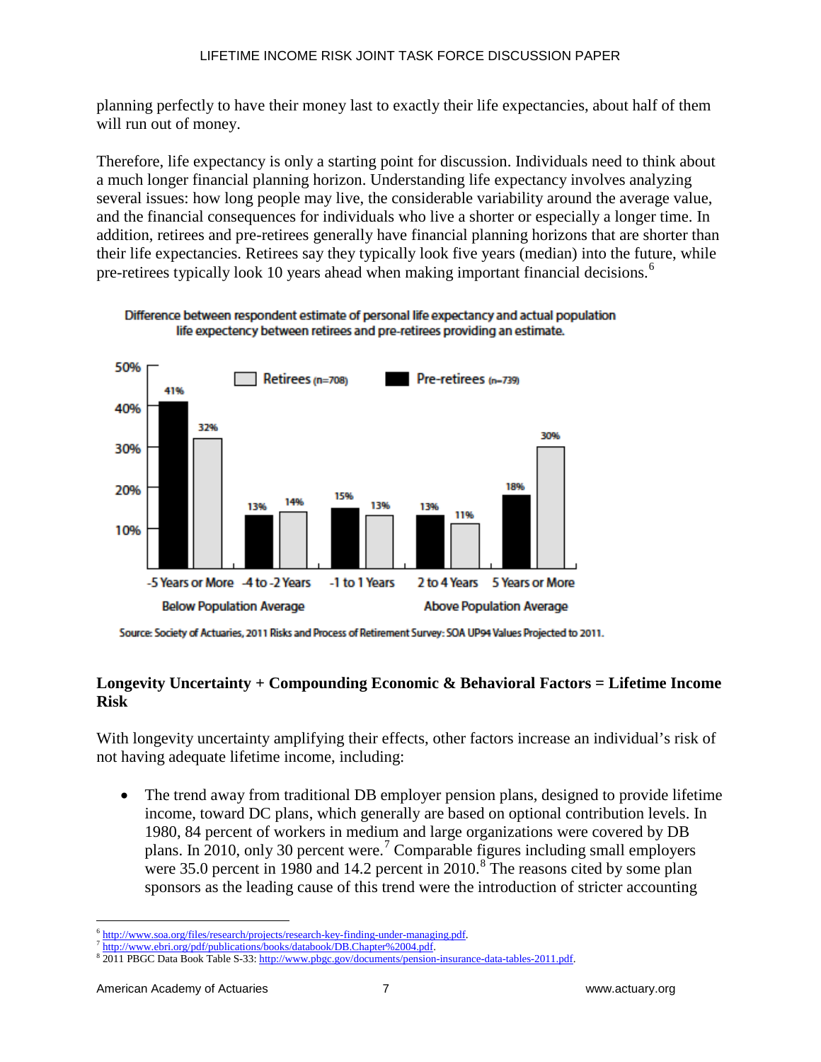planning perfectly to have their money last to exactly their life expectancies, about half of them will run out of money.

Therefore, life expectancy is only a starting point for discussion. Individuals need to think about a much longer financial planning horizon. Understanding life expectancy involves analyzing several issues: how long people may live, the considerable variability around the average value, and the financial consequences for individuals who live a shorter or especially a longer time. In addition, retirees and pre-retirees generally have financial planning horizons that are shorter than their life expectancies. Retirees say they typically look five years (median) into the future, while pre-retirees typically look 10 years ahead when making important financial decisions.[6]

**Difference between respondent estimate of personal life expectancy and actual population life expectancy between retirees and pre-retirees providing an estimate.**

| | Below Population Average | | Above Population Average | | |
|---|---|---|---|---|---|
| | -5 Years or More | -4 to -2 Years | -1 to 1 Years | 2 to 4 Years | 5 Years or More |
| Pre-retirees (n=739) | 41% | 13% | 15% | 13% | 18% |
| Retirees (n=708) | 32% | 14% | 13% | 11% | 30% |

Source: Society of Actuaries, 2011 Risks and Process of Retirement Survey: SOA UP94 Values Projected to 2011.

### Longevity Uncertainty + Compounding Economic & Behavioral Factors = Lifetime Income Risk

With longevity uncertainty amplifying their effects, other factors increase an individual's risk of not having adequate lifetime income, including:

- The trend away from traditional DB employer pension plans, designed to provide lifetime income, toward DC plans, which generally are based on optional contribution levels. In 1980, 84 percent of workers in medium and large organizations were covered by DB plans. In 2010, only 30 percent were.[7] Comparable figures including small employers were 35.0 percent in 1980 and 14.2 percent in 2010.[8] The reasons cited by some plan sponsors as the leading cause of this trend were the introduction of stricter accounting

---

[6] http://www.soa.org/files/research/projects/research-key-finding-under-managing.pdf.

[7] http://www.ebri.org/pdf/publications/books/databook/DB.Chapter%2004.pdf.

[8] 2011 PBGC Data Book Table S-33: http://www.pbgc.gov/documents/pension-insurance-data-tables-2011.pdf.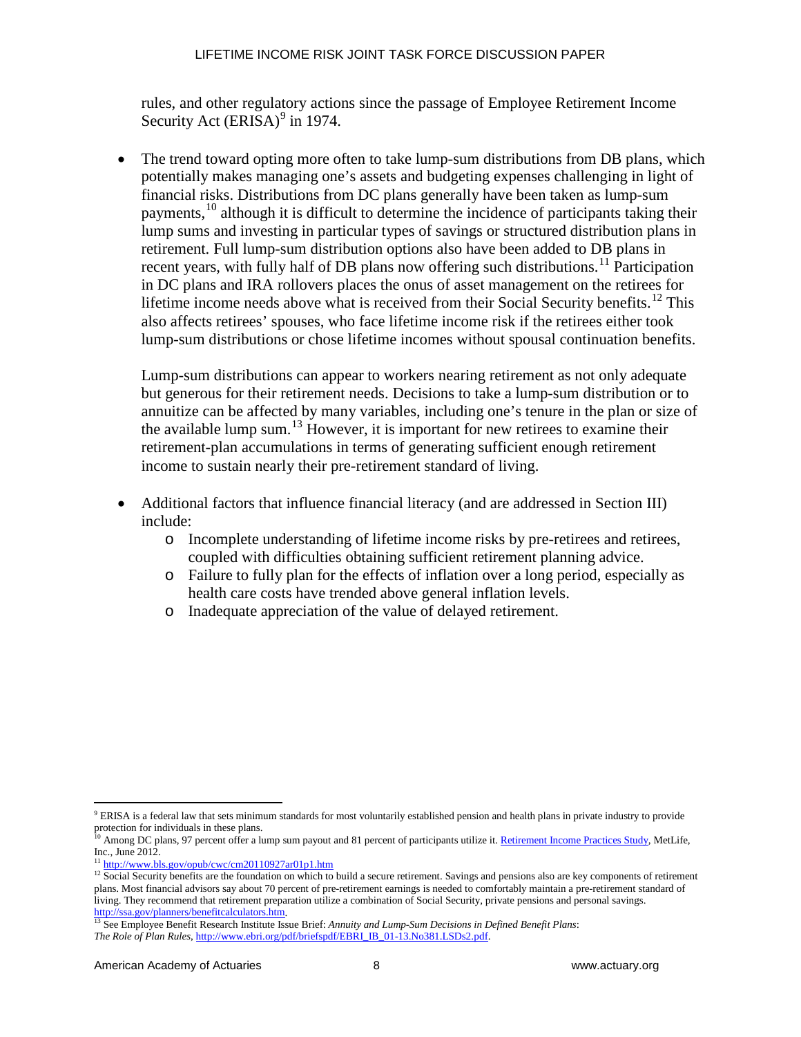rules, and other regulatory actions since the passage of Employee Retirement Income Security Act (ERISA)[9] in 1974.

- The trend toward opting more often to take lump-sum distributions from DB plans, which potentially makes managing one's assets and budgeting expenses challenging in light of financial risks. Distributions from DC plans generally have been taken as lump-sum payments,[10] although it is difficult to determine the incidence of participants taking their lump sums and investing in particular types of savings or structured distribution plans in retirement. Full lump-sum distribution options also have been added to DB plans in recent years, with fully half of DB plans now offering such distributions.[11] Participation in DC plans and IRA rollovers places the onus of asset management on the retirees for lifetime income needs above what is received from their Social Security benefits.[12] This also affects retirees' spouses, who face lifetime income risk if the retirees either took lump-sum distributions or chose lifetime incomes without spousal continuation benefits.

  Lump-sum distributions can appear to workers nearing retirement as not only adequate but generous for their retirement needs. Decisions to take a lump-sum distribution or to annuitize can be affected by many variables, including one's tenure in the plan or size of the available lump sum.[13] However, it is important for new retirees to examine their retirement-plan accumulations in terms of generating sufficient enough retirement income to sustain nearly their pre-retirement standard of living.

- Additional factors that influence financial literacy (and are addressed in Section III) include:
  - Incomplete understanding of lifetime income risks by pre-retirees and retirees, coupled with difficulties obtaining sufficient retirement planning advice.
  - Failure to fully plan for the effects of inflation over a long period, especially as health care costs have trended above general inflation levels.
  - Inadequate appreciation of the value of delayed retirement.

---

[9] ERISA is a federal law that sets minimum standards for most voluntarily established pension and health plans in private industry to provide protection for individuals in these plans.

[10] Among DC plans, 97 percent offer a lump sum payout and 81 percent of participants utilize it. [Retirement Income Practices Study](), MetLife, Inc., June 2012.

[11] [http://www.bls.gov/opub/cwc/cm20110927ar01p1.htm](http://www.bls.gov/opub/cwc/cm20110927ar01p1.htm)

[12] Social Security benefits are the foundation on which to build a secure retirement. Savings and pensions also are key components of retirement plans. Most financial advisors say about 70 percent of pre-retirement earnings is needed to comfortably maintain a pre-retirement standard of living. They recommend that retirement preparation utilize a combination of Social Security, private pensions and personal savings. [http://ssa.gov/planners/benefitcalculators.htm](http://ssa.gov/planners/benefitcalculators.htm).

[13] See Employee Benefit Research Institute Issue Brief: *Annuity and Lump-Sum Decisions in Defined Benefit Plans*: *The Role of Plan Rules*, [http://www.ebri.org/pdf/briefspdf/EBRI_IB_01-13.No381.LSDs2.pdf](http://www.ebri.org/pdf/briefspdf/EBRI_IB_01-13.No381.LSDs2.pdf).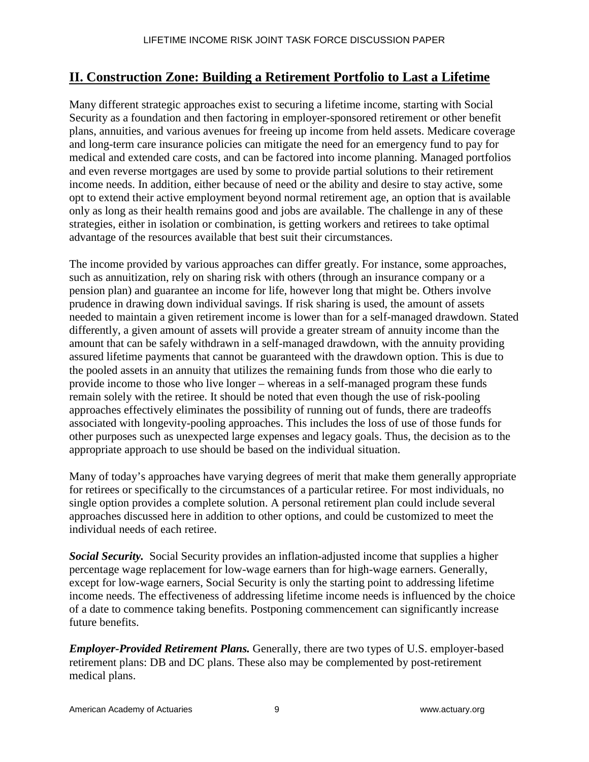## II. Construction Zone: Building a Retirement Portfolio to Last a Lifetime

Many different strategic approaches exist to securing a lifetime income, starting with Social Security as a foundation and then factoring in employer-sponsored retirement or other benefit plans, annuities, and various avenues for freeing up income from held assets. Medicare coverage and long-term care insurance policies can mitigate the need for an emergency fund to pay for medical and extended care costs, and can be factored into income planning. Managed portfolios and even reverse mortgages are used by some to provide partial solutions to their retirement income needs. In addition, either because of need or the ability and desire to stay active, some opt to extend their active employment beyond normal retirement age, an option that is available only as long as their health remains good and jobs are available. The challenge in any of these strategies, either in isolation or combination, is getting workers and retirees to take optimal advantage of the resources available that best suit their circumstances.

The income provided by various approaches can differ greatly. For instance, some approaches, such as annuitization, rely on sharing risk with others (through an insurance company or a pension plan) and guarantee an income for life, however long that might be. Others involve prudence in drawing down individual savings. If risk sharing is used, the amount of assets needed to maintain a given retirement income is lower than for a self-managed drawdown. Stated differently, a given amount of assets will provide a greater stream of annuity income than the amount that can be safely withdrawn in a self-managed drawdown, with the annuity providing assured lifetime payments that cannot be guaranteed with the drawdown option. This is due to the pooled assets in an annuity that utilizes the remaining funds from those who die early to provide income to those who live longer – whereas in a self-managed program these funds remain solely with the retiree. It should be noted that even though the use of risk-pooling approaches effectively eliminates the possibility of running out of funds, there are tradeoffs associated with longevity-pooling approaches. This includes the loss of use of those funds for other purposes such as unexpected large expenses and legacy goals. Thus, the decision as to the appropriate approach to use should be based on the individual situation.

Many of today's approaches have varying degrees of merit that make them generally appropriate for retirees or specifically to the circumstances of a particular retiree. For most individuals, no single option provides a complete solution. A personal retirement plan could include several approaches discussed here in addition to other options, and could be customized to meet the individual needs of each retiree.

***Social Security.*** Social Security provides an inflation-adjusted income that supplies a higher percentage wage replacement for low-wage earners than for high-wage earners. Generally, except for low-wage earners, Social Security is only the starting point to addressing lifetime income needs. The effectiveness of addressing lifetime income needs is influenced by the choice of a date to commence taking benefits. Postponing commencement can significantly increase future benefits.

***Employer-Provided Retirement Plans.*** Generally, there are two types of U.S. employer-based retirement plans: DB and DC plans. These also may be complemented by post-retirement medical plans.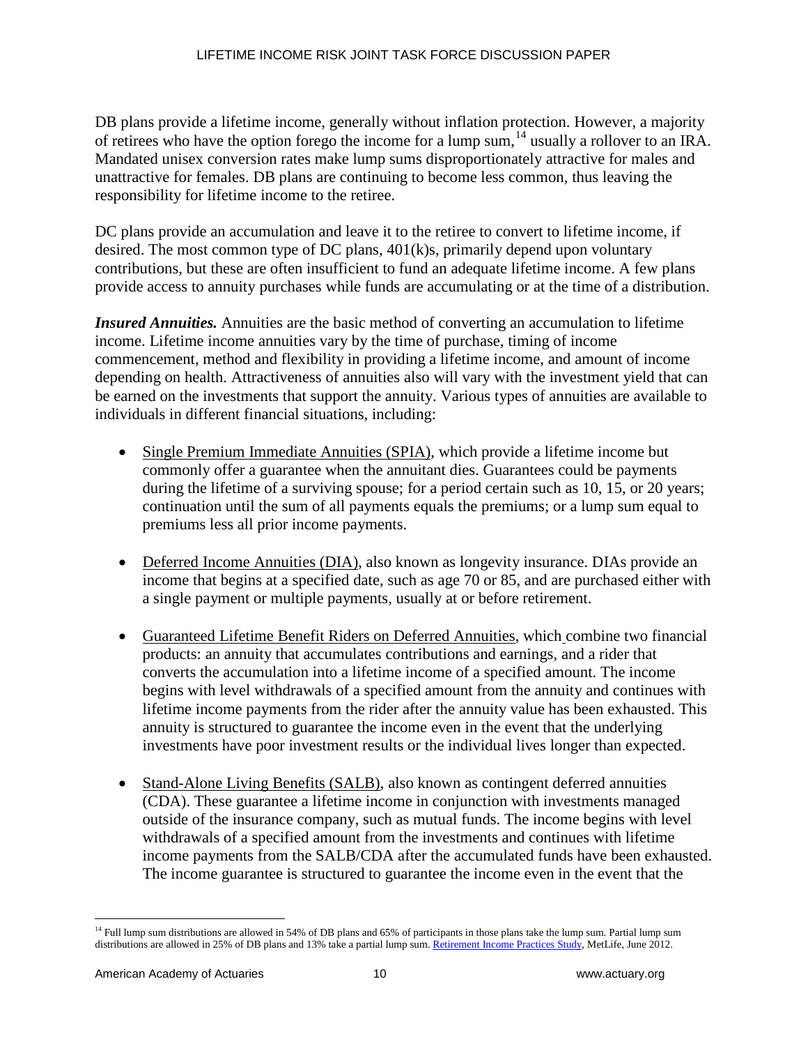DB plans provide a lifetime income, generally without inflation protection. However, a majority of retirees who have the option forego the income for a lump sum,[14] usually a rollover to an IRA. Mandated unisex conversion rates make lump sums disproportionately attractive for males and unattractive for females. DB plans are continuing to become less common, thus leaving the responsibility for lifetime income to the retiree.

DC plans provide an accumulation and leave it to the retiree to convert to lifetime income, if desired. The most common type of DC plans, 401(k)s, primarily depend upon voluntary contributions, but these are often insufficient to fund an adequate lifetime income. A few plans provide access to annuity purchases while funds are accumulating or at the time of a distribution.

***Insured Annuities.*** Annuities are the basic method of converting an accumulation to lifetime income. Lifetime income annuities vary by the time of purchase, timing of income commencement, method and flexibility in providing a lifetime income, and amount of income depending on health. Attractiveness of annuities also will vary with the investment yield that can be earned on the investments that support the annuity. Various types of annuities are available to individuals in different financial situations, including:

- Single Premium Immediate Annuities (SPIA), which provide a lifetime income but commonly offer a guarantee when the annuitant dies. Guarantees could be payments during the lifetime of a surviving spouse; for a period certain such as 10, 15, or 20 years; continuation until the sum of all payments equals the premiums; or a lump sum equal to premiums less all prior income payments.

- Deferred Income Annuities (DIA), also known as longevity insurance. DIAs provide an income that begins at a specified date, such as age 70 or 85, and are purchased either with a single payment or multiple payments, usually at or before retirement.

- Guaranteed Lifetime Benefit Riders on Deferred Annuities, which combine two financial products: an annuity that accumulates contributions and earnings, and a rider that converts the accumulation into a lifetime income of a specified amount. The income begins with level withdrawals of a specified amount from the annuity and continues with lifetime income payments from the rider after the annuity value has been exhausted. This annuity is structured to guarantee the income even in the event that the underlying investments have poor investment results or the individual lives longer than expected.

- Stand-Alone Living Benefits (SALB), also known as contingent deferred annuities (CDA). These guarantee a lifetime income in conjunction with investments managed outside of the insurance company, such as mutual funds. The income begins with level withdrawals of a specified amount from the investments and continues with lifetime income payments from the SALB/CDA after the accumulated funds have been exhausted. The income guarantee is structured to guarantee the income even in the event that the

---

[14] Full lump sum distributions are allowed in 54% of DB plans and 65% of participants in those plans take the lump sum. Partial lump sum distributions are allowed in 25% of DB plans and 13% take a partial lump sum. Retirement Income Practices Study, MetLife, June 2012.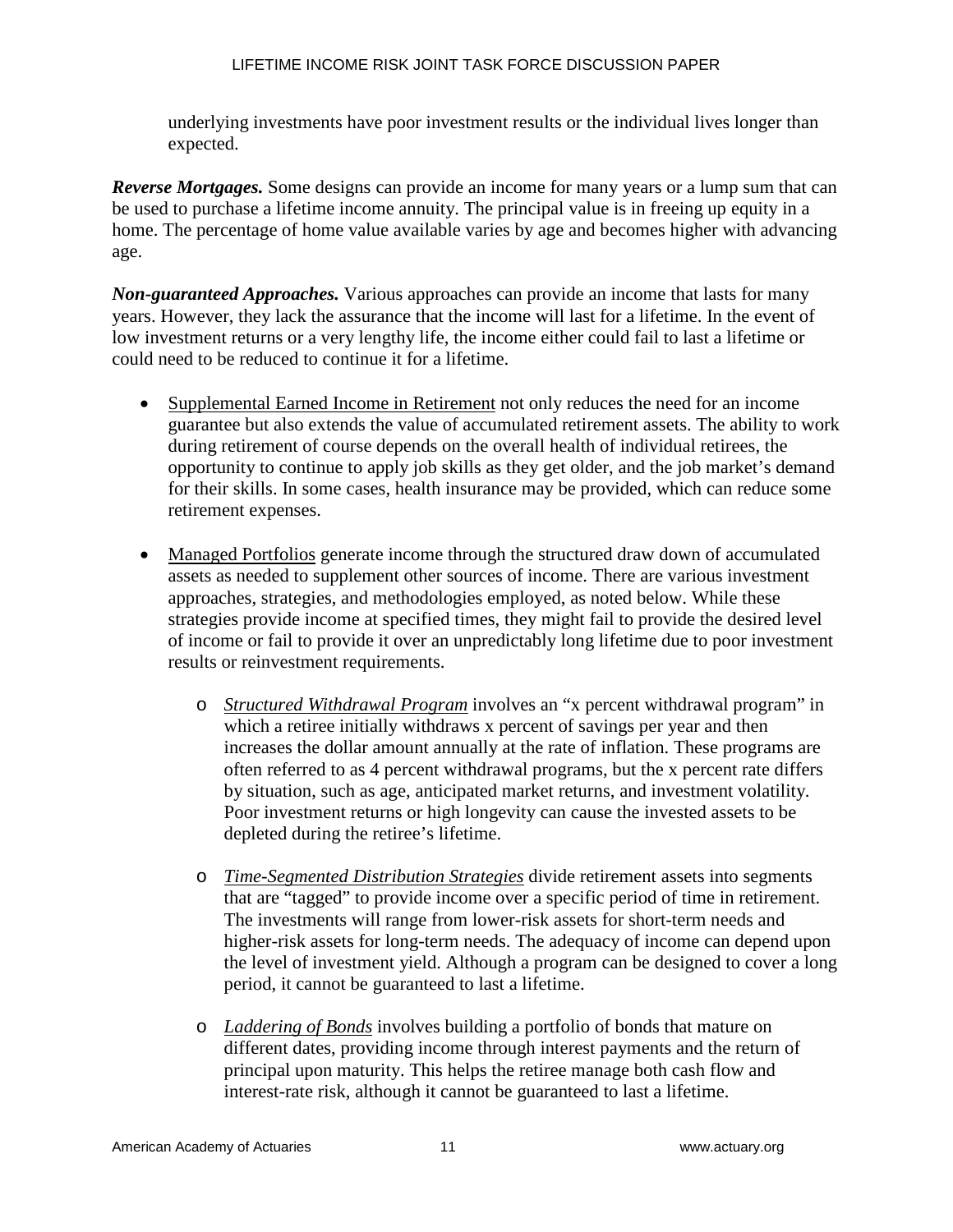underlying investments have poor investment results or the individual lives longer than expected.

***Reverse Mortgages.*** Some designs can provide an income for many years or a lump sum that can be used to purchase a lifetime income annuity. The principal value is in freeing up equity in a home. The percentage of home value available varies by age and becomes higher with advancing age.

***Non-guaranteed Approaches.*** Various approaches can provide an income that lasts for many years. However, they lack the assurance that the income will last for a lifetime. In the event of low investment returns or a very lengthy life, the income either could fail to last a lifetime or could need to be reduced to continue it for a lifetime.

- <u>Supplemental Earned Income in Retirement</u> not only reduces the need for an income guarantee but also extends the value of accumulated retirement assets. The ability to work during retirement of course depends on the overall health of individual retirees, the opportunity to continue to apply job skills as they get older, and the job market's demand for their skills. In some cases, health insurance may be provided, which can reduce some retirement expenses.

- <u>Managed Portfolios</u> generate income through the structured draw down of accumulated assets as needed to supplement other sources of income. There are various investment approaches, strategies, and methodologies employed, as noted below. While these strategies provide income at specified times, they might fail to provide the desired level of income or fail to provide it over an unpredictably long lifetime due to poor investment results or reinvestment requirements.

  - *<u>Structured Withdrawal Program</u>* involves an "x percent withdrawal program" in which a retiree initially withdraws x percent of savings per year and then increases the dollar amount annually at the rate of inflation. These programs are often referred to as 4 percent withdrawal programs, but the x percent rate differs by situation, such as age, anticipated market returns, and investment volatility. Poor investment returns or high longevity can cause the invested assets to be depleted during the retiree's lifetime.

  - *<u>Time-Segmented Distribution Strategies</u>* divide retirement assets into segments that are "tagged" to provide income over a specific period of time in retirement. The investments will range from lower-risk assets for short-term needs and higher-risk assets for long-term needs. The adequacy of income can depend upon the level of investment yield. Although a program can be designed to cover a long period, it cannot be guaranteed to last a lifetime.

  - *<u>Laddering of Bonds</u>* involves building a portfolio of bonds that mature on different dates, providing income through interest payments and the return of principal upon maturity. This helps the retiree manage both cash flow and interest-rate risk, although it cannot be guaranteed to last a lifetime.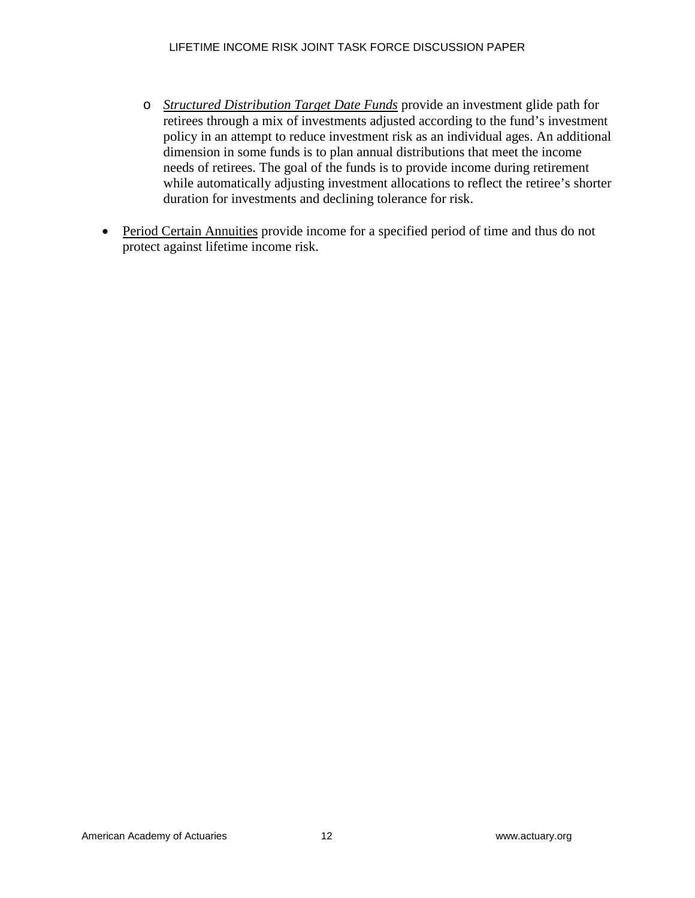- ***Structured Distribution Target Date Funds*** provide an investment glide path for retirees through a mix of investments adjusted according to the fund's investment policy in an attempt to reduce investment risk as an individual ages. An additional dimension in some funds is to plan annual distributions that meet the income needs of retirees. The goal of the funds is to provide income during retirement while automatically adjusting investment allocations to reflect the retiree's shorter duration for investments and declining tolerance for risk.

- Period Certain Annuities provide income for a specified period of time and thus do not protect against lifetime income risk.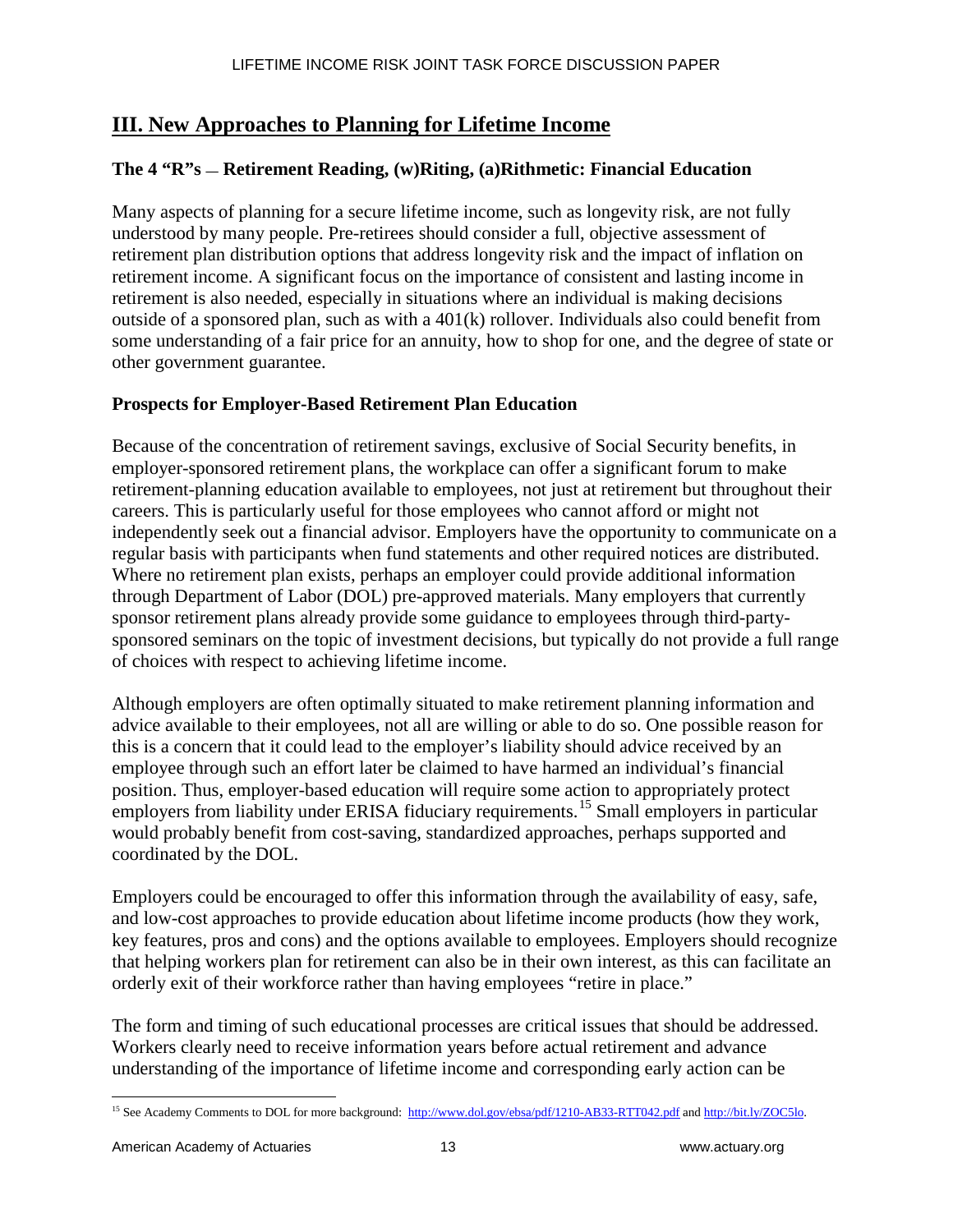## III. New Approaches to Planning for Lifetime Income

### The 4 "R"s — Retirement Reading, (w)Riting, (a)Rithmetic: Financial Education

Many aspects of planning for a secure lifetime income, such as longevity risk, are not fully understood by many people. Pre-retirees should consider a full, objective assessment of retirement plan distribution options that address longevity risk and the impact of inflation on retirement income. A significant focus on the importance of consistent and lasting income in retirement is also needed, especially in situations where an individual is making decisions outside of a sponsored plan, such as with a 401(k) rollover. Individuals also could benefit from some understanding of a fair price for an annuity, how to shop for one, and the degree of state or other government guarantee.

### Prospects for Employer-Based Retirement Plan Education

Because of the concentration of retirement savings, exclusive of Social Security benefits, in employer-sponsored retirement plans, the workplace can offer a significant forum to make retirement-planning education available to employees, not just at retirement but throughout their careers. This is particularly useful for those employees who cannot afford or might not independently seek out a financial advisor. Employers have the opportunity to communicate on a regular basis with participants when fund statements and other required notices are distributed. Where no retirement plan exists, perhaps an employer could provide additional information through Department of Labor (DOL) pre-approved materials. Many employers that currently sponsor retirement plans already provide some guidance to employees through third-party-sponsored seminars on the topic of investment decisions, but typically do not provide a full range of choices with respect to achieving lifetime income.

Although employers are often optimally situated to make retirement planning information and advice available to their employees, not all are willing or able to do so. One possible reason for this is a concern that it could lead to the employer's liability should advice received by an employee through such an effort later be claimed to have harmed an individual's financial position. Thus, employer-based education will require some action to appropriately protect employers from liability under ERISA fiduciary requirements.[15] Small employers in particular would probably benefit from cost-saving, standardized approaches, perhaps supported and coordinated by the DOL.

Employers could be encouraged to offer this information through the availability of easy, safe, and low-cost approaches to provide education about lifetime income products (how they work, key features, pros and cons) and the options available to employees. Employers should recognize that helping workers plan for retirement can also be in their own interest, as this can facilitate an orderly exit of their workforce rather than having employees "retire in place."

The form and timing of such educational processes are critical issues that should be addressed. Workers clearly need to receive information years before actual retirement and advance understanding of the importance of lifetime income and corresponding early action can be

---

[15] See Academy Comments to DOL for more background: http://www.dol.gov/ebsa/pdf/1210-AB33-RTT042.pdf and http://bit.ly/ZOC5lo.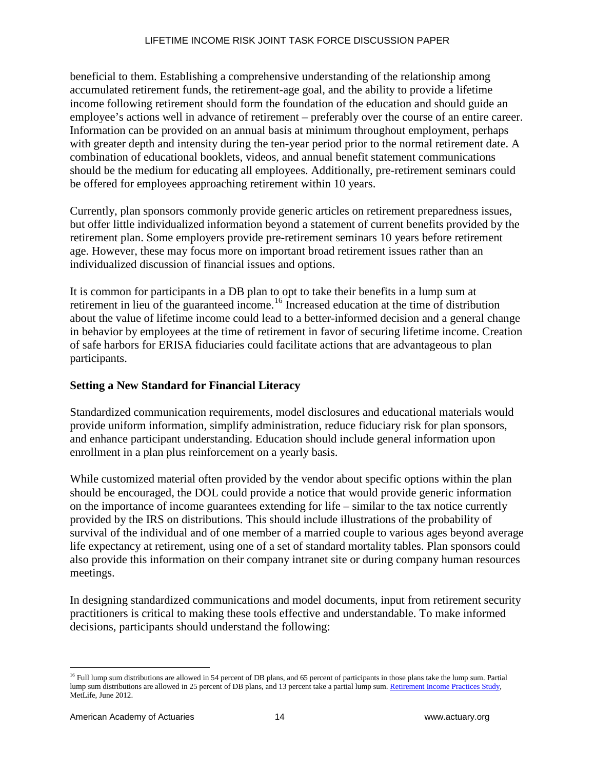beneficial to them. Establishing a comprehensive understanding of the relationship among accumulated retirement funds, the retirement-age goal, and the ability to provide a lifetime income following retirement should form the foundation of the education and should guide an employee's actions well in advance of retirement – preferably over the course of an entire career. Information can be provided on an annual basis at minimum throughout employment, perhaps with greater depth and intensity during the ten-year period prior to the normal retirement date. A combination of educational booklets, videos, and annual benefit statement communications should be the medium for educating all employees. Additionally, pre-retirement seminars could be offered for employees approaching retirement within 10 years.

Currently, plan sponsors commonly provide generic articles on retirement preparedness issues, but offer little individualized information beyond a statement of current benefits provided by the retirement plan. Some employers provide pre-retirement seminars 10 years before retirement age. However, these may focus more on important broad retirement issues rather than an individualized discussion of financial issues and options.

It is common for participants in a DB plan to opt to take their benefits in a lump sum at retirement in lieu of the guaranteed income.[16] Increased education at the time of distribution about the value of lifetime income could lead to a better-informed decision and a general change in behavior by employees at the time of retirement in favor of securing lifetime income. Creation of safe harbors for ERISA fiduciaries could facilitate actions that are advantageous to plan participants.

## Setting a New Standard for Financial Literacy

Standardized communication requirements, model disclosures and educational materials would provide uniform information, simplify administration, reduce fiduciary risk for plan sponsors, and enhance participant understanding. Education should include general information upon enrollment in a plan plus reinforcement on a yearly basis.

While customized material often provided by the vendor about specific options within the plan should be encouraged, the DOL could provide a notice that would provide generic information on the importance of income guarantees extending for life – similar to the tax notice currently provided by the IRS on distributions. This should include illustrations of the probability of survival of the individual and of one member of a married couple to various ages beyond average life expectancy at retirement, using one of a set of standard mortality tables. Plan sponsors could also provide this information on their company intranet site or during company human resources meetings.

In designing standardized communications and model documents, input from retirement security practitioners is critical to making these tools effective and understandable. To make informed decisions, participants should understand the following:

---

[16] Full lump sum distributions are allowed in 54 percent of DB plans, and 65 percent of participants in those plans take the lump sum. Partial lump sum distributions are allowed in 25 percent of DB plans, and 13 percent take a partial lump sum. Retirement Income Practices Study, MetLife, June 2012.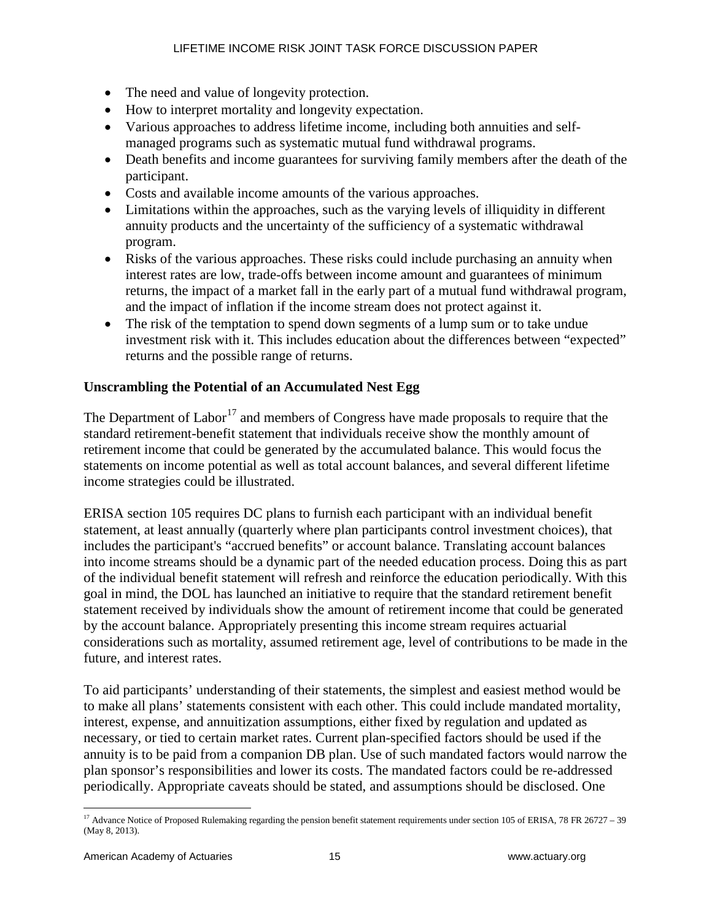- The need and value of longevity protection.
- How to interpret mortality and longevity expectation.
- Various approaches to address lifetime income, including both annuities and self-managed programs such as systematic mutual fund withdrawal programs.
- Death benefits and income guarantees for surviving family members after the death of the participant.
- Costs and available income amounts of the various approaches.
- Limitations within the approaches, such as the varying levels of illiquidity in different annuity products and the uncertainty of the sufficiency of a systematic withdrawal program.
- Risks of the various approaches. These risks could include purchasing an annuity when interest rates are low, trade-offs between income amount and guarantees of minimum returns, the impact of a market fall in the early part of a mutual fund withdrawal program, and the impact of inflation if the income stream does not protect against it.
- The risk of the temptation to spend down segments of a lump sum or to take undue investment risk with it. This includes education about the differences between "expected" returns and the possible range of returns.

**Unscrambling the Potential of an Accumulated Nest Egg**

The Department of Labor[17] and members of Congress have made proposals to require that the standard retirement-benefit statement that individuals receive show the monthly amount of retirement income that could be generated by the accumulated balance. This would focus the statements on income potential as well as total account balances, and several different lifetime income strategies could be illustrated.

ERISA section 105 requires DC plans to furnish each participant with an individual benefit statement, at least annually (quarterly where plan participants control investment choices), that includes the participant's "accrued benefits" or account balance. Translating account balances into income streams should be a dynamic part of the needed education process. Doing this as part of the individual benefit statement will refresh and reinforce the education periodically. With this goal in mind, the DOL has launched an initiative to require that the standard retirement benefit statement received by individuals show the amount of retirement income that could be generated by the account balance. Appropriately presenting this income stream requires actuarial considerations such as mortality, assumed retirement age, level of contributions to be made in the future, and interest rates.

To aid participants' understanding of their statements, the simplest and easiest method would be to make all plans' statements consistent with each other. This could include mandated mortality, interest, expense, and annuitization assumptions, either fixed by regulation and updated as necessary, or tied to certain market rates. Current plan-specified factors should be used if the annuity is to be paid from a companion DB plan. Use of such mandated factors would narrow the plan sponsor's responsibilities and lower its costs. The mandated factors could be re-addressed periodically. Appropriate caveats should be stated, and assumptions should be disclosed. One

[17] Advance Notice of Proposed Rulemaking regarding the pension benefit statement requirements under section 105 of ERISA, 78 FR 26727 – 39 (May 8, 2013).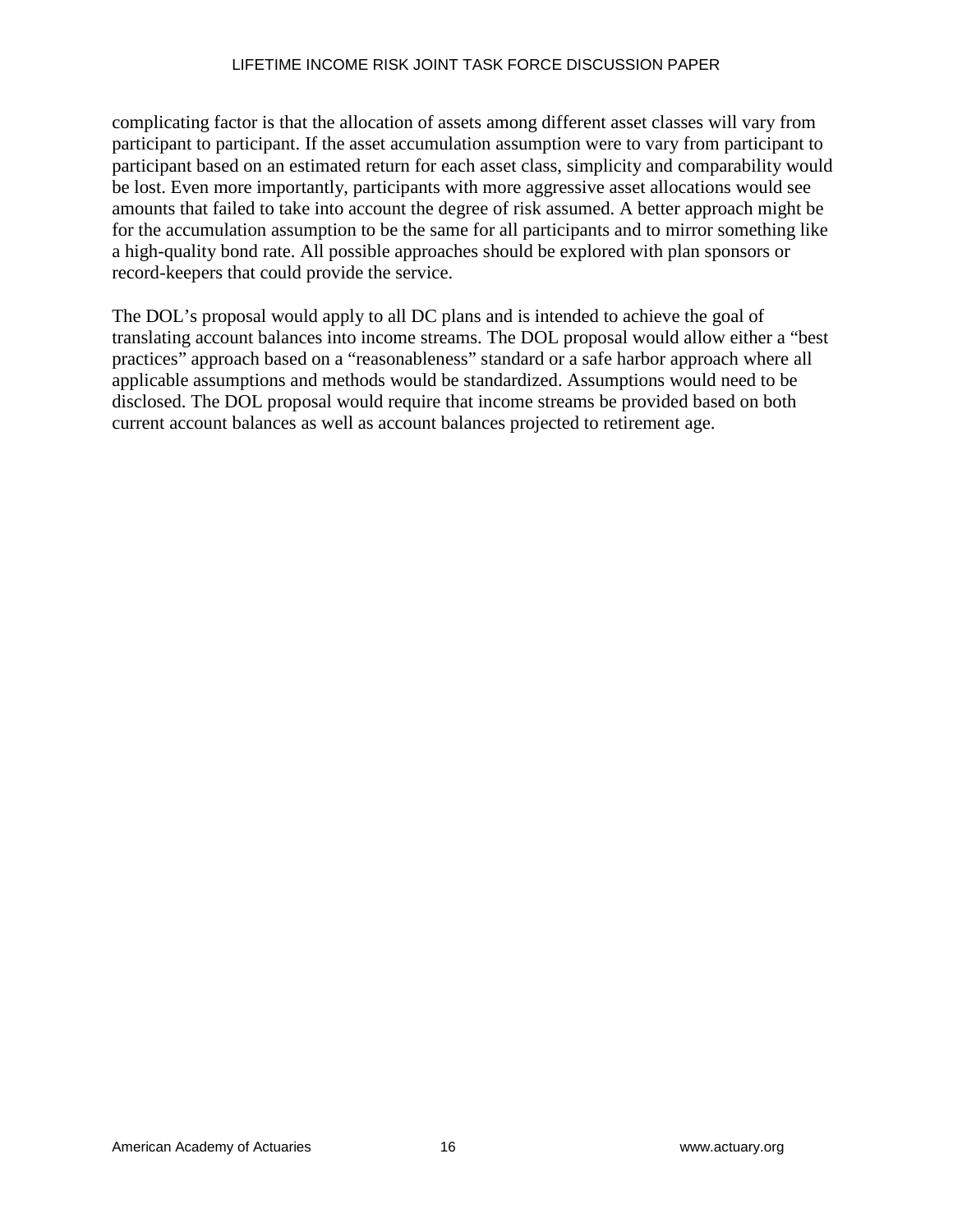complicating factor is that the allocation of assets among different asset classes will vary from participant to participant. If the asset accumulation assumption were to vary from participant to participant based on an estimated return for each asset class, simplicity and comparability would be lost. Even more importantly, participants with more aggressive asset allocations would see amounts that failed to take into account the degree of risk assumed. A better approach might be for the accumulation assumption to be the same for all participants and to mirror something like a high-quality bond rate. All possible approaches should be explored with plan sponsors or record-keepers that could provide the service.

The DOL's proposal would apply to all DC plans and is intended to achieve the goal of translating account balances into income streams. The DOL proposal would allow either a "best practices" approach based on a "reasonableness" standard or a safe harbor approach where all applicable assumptions and methods would be standardized. Assumptions would need to be disclosed. The DOL proposal would require that income streams be provided based on both current account balances as well as account balances projected to retirement age.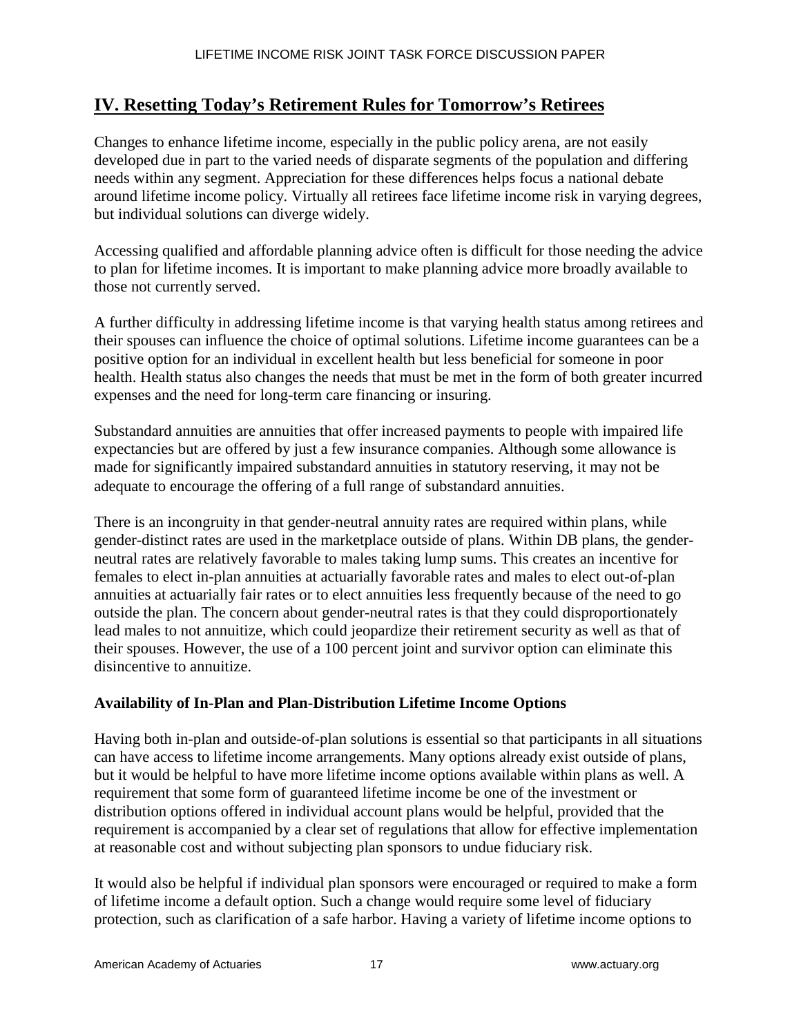## IV. Resetting Today's Retirement Rules for Tomorrow's Retirees

Changes to enhance lifetime income, especially in the public policy arena, are not easily developed due in part to the varied needs of disparate segments of the population and differing needs within any segment. Appreciation for these differences helps focus a national debate around lifetime income policy. Virtually all retirees face lifetime income risk in varying degrees, but individual solutions can diverge widely.

Accessing qualified and affordable planning advice often is difficult for those needing the advice to plan for lifetime incomes. It is important to make planning advice more broadly available to those not currently served.

A further difficulty in addressing lifetime income is that varying health status among retirees and their spouses can influence the choice of optimal solutions. Lifetime income guarantees can be a positive option for an individual in excellent health but less beneficial for someone in poor health. Health status also changes the needs that must be met in the form of both greater incurred expenses and the need for long-term care financing or insuring.

Substandard annuities are annuities that offer increased payments to people with impaired life expectancies but are offered by just a few insurance companies. Although some allowance is made for significantly impaired substandard annuities in statutory reserving, it may not be adequate to encourage the offering of a full range of substandard annuities.

There is an incongruity in that gender-neutral annuity rates are required within plans, while gender-distinct rates are used in the marketplace outside of plans. Within DB plans, the gender-neutral rates are relatively favorable to males taking lump sums. This creates an incentive for females to elect in-plan annuities at actuarially favorable rates and males to elect out-of-plan annuities at actuarially fair rates or to elect annuities less frequently because of the need to go outside the plan. The concern about gender-neutral rates is that they could disproportionately lead males to not annuitize, which could jeopardize their retirement security as well as that of their spouses. However, the use of a 100 percent joint and survivor option can eliminate this disincentive to annuitize.

**Availability of In-Plan and Plan-Distribution Lifetime Income Options**

Having both in-plan and outside-of-plan solutions is essential so that participants in all situations can have access to lifetime income arrangements. Many options already exist outside of plans, but it would be helpful to have more lifetime income options available within plans as well. A requirement that some form of guaranteed lifetime income be one of the investment or distribution options offered in individual account plans would be helpful, provided that the requirement is accompanied by a clear set of regulations that allow for effective implementation at reasonable cost and without subjecting plan sponsors to undue fiduciary risk.

It would also be helpful if individual plan sponsors were encouraged or required to make a form of lifetime income a default option. Such a change would require some level of fiduciary protection, such as clarification of a safe harbor. Having a variety of lifetime income options to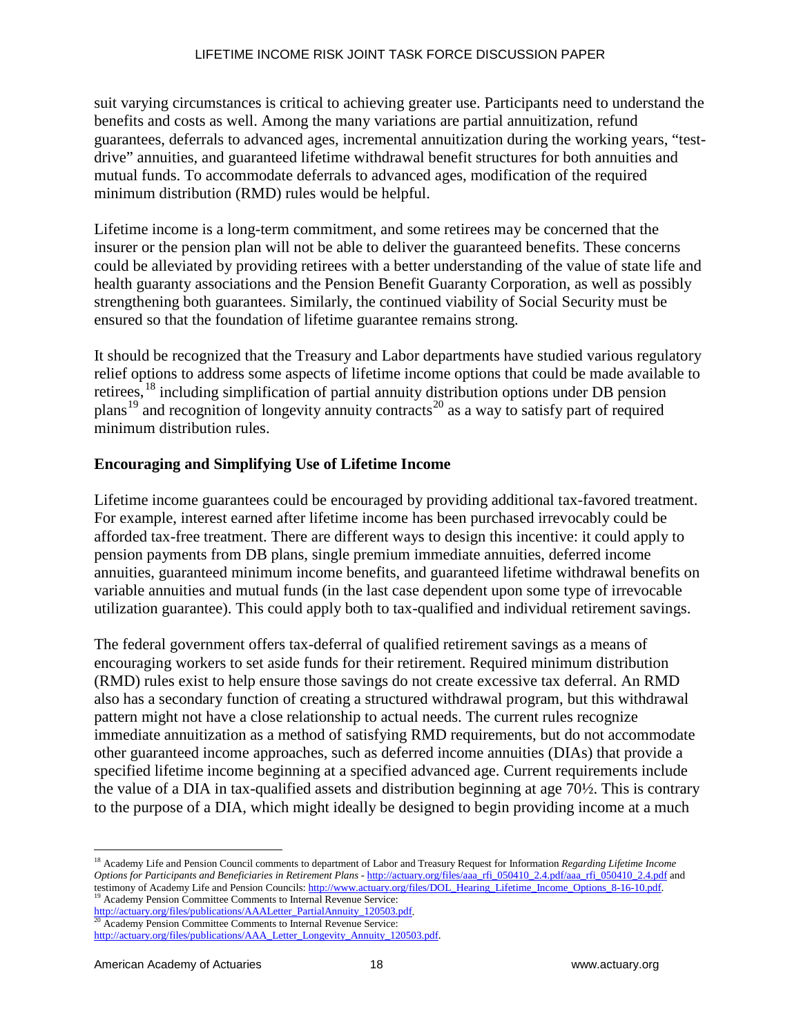suit varying circumstances is critical to achieving greater use. Participants need to understand the benefits and costs as well. Among the many variations are partial annuitization, refund guarantees, deferrals to advanced ages, incremental annuitization during the working years, "test-drive" annuities, and guaranteed lifetime withdrawal benefit structures for both annuities and mutual funds. To accommodate deferrals to advanced ages, modification of the required minimum distribution (RMD) rules would be helpful.

Lifetime income is a long-term commitment, and some retirees may be concerned that the insurer or the pension plan will not be able to deliver the guaranteed benefits. These concerns could be alleviated by providing retirees with a better understanding of the value of state life and health guaranty associations and the Pension Benefit Guaranty Corporation, as well as possibly strengthening both guarantees. Similarly, the continued viability of Social Security must be ensured so that the foundation of lifetime guarantee remains strong.

It should be recognized that the Treasury and Labor departments have studied various regulatory relief options to address some aspects of lifetime income options that could be made available to retirees,[18] including simplification of partial annuity distribution options under DB pension plans[19] and recognition of longevity annuity contracts[20] as a way to satisfy part of required minimum distribution rules.

## Encouraging and Simplifying Use of Lifetime Income

Lifetime income guarantees could be encouraged by providing additional tax-favored treatment. For example, interest earned after lifetime income has been purchased irrevocably could be afforded tax-free treatment. There are different ways to design this incentive: it could apply to pension payments from DB plans, single premium immediate annuities, deferred income annuities, guaranteed minimum income benefits, and guaranteed lifetime withdrawal benefits on variable annuities and mutual funds (in the last case dependent upon some type of irrevocable utilization guarantee). This could apply both to tax-qualified and individual retirement savings.

The federal government offers tax-deferral of qualified retirement savings as a means of encouraging workers to set aside funds for their retirement. Required minimum distribution (RMD) rules exist to help ensure those savings do not create excessive tax deferral. An RMD also has a secondary function of creating a structured withdrawal program, but this withdrawal pattern might not have a close relationship to actual needs. The current rules recognize immediate annuitization as a method of satisfying RMD requirements, but do not accommodate other guaranteed income approaches, such as deferred income annuities (DIAs) that provide a specified lifetime income beginning at a specified advanced age. Current requirements include the value of a DIA in tax-qualified assets and distribution beginning at age 70½. This is contrary to the purpose of a DIA, which might ideally be designed to begin providing income at a much

---

[18] Academy Life and Pension Council comments to department of Labor and Treasury Request for Information *Regarding Lifetime Income Options for Participants and Beneficiaries in Retirement Plans* - http://actuary.org/files/aaa_rfi_050410_2.4.pdf/aaa_rfi_050410_2.4.pdf and testimony of Academy Life and Pension Councils: http://www.actuary.org/files/DOL_Hearing_Lifetime_Income_Options_8-16-10.pdf.

[19] Academy Pension Committee Comments to Internal Revenue Service: http://actuary.org/files/publications/AAALetter_PartialAnnuity_120503.pdf.

[20] Academy Pension Committee Comments to Internal Revenue Service: http://actuary.org/files/publications/AAA_Letter_Longevity_Annuity_120503.pdf.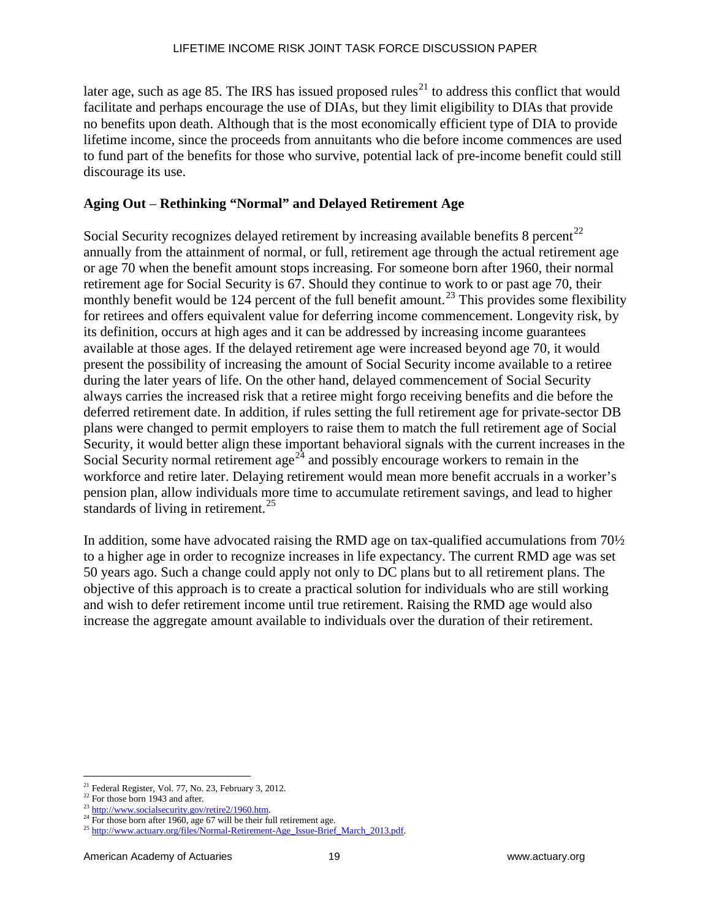later age, such as age 85. The IRS has issued proposed rules[21] to address this conflict that would facilitate and perhaps encourage the use of DIAs, but they limit eligibility to DIAs that provide no benefits upon death. Although that is the most economically efficient type of DIA to provide lifetime income, since the proceeds from annuitants who die before income commences are used to fund part of the benefits for those who survive, potential lack of pre-income benefit could still discourage its use.

**Aging Out – Rethinking "Normal" and Delayed Retirement Age**

Social Security recognizes delayed retirement by increasing available benefits 8 percent[22] annually from the attainment of normal, or full, retirement age through the actual retirement age or age 70 when the benefit amount stops increasing. For someone born after 1960, their normal retirement age for Social Security is 67. Should they continue to work to or past age 70, their monthly benefit would be 124 percent of the full benefit amount.[23] This provides some flexibility for retirees and offers equivalent value for deferring income commencement. Longevity risk, by its definition, occurs at high ages and it can be addressed by increasing income guarantees available at those ages. If the delayed retirement age were increased beyond age 70, it would present the possibility of increasing the amount of Social Security income available to a retiree during the later years of life. On the other hand, delayed commencement of Social Security always carries the increased risk that a retiree might forgo receiving benefits and die before the deferred retirement date. In addition, if rules setting the full retirement age for private-sector DB plans were changed to permit employers to raise them to match the full retirement age of Social Security, it would better align these important behavioral signals with the current increases in the Social Security normal retirement age[24] and possibly encourage workers to remain in the workforce and retire later. Delaying retirement would mean more benefit accruals in a worker's pension plan, allow individuals more time to accumulate retirement savings, and lead to higher standards of living in retirement.[25]

In addition, some have advocated raising the RMD age on tax-qualified accumulations from 70½ to a higher age in order to recognize increases in life expectancy. The current RMD age was set 50 years ago. Such a change could apply not only to DC plans but to all retirement plans. The objective of this approach is to create a practical solution for individuals who are still working and wish to defer retirement income until true retirement. Raising the RMD age would also increase the aggregate amount available to individuals over the duration of their retirement.

---

[21] Federal Register, Vol. 77, No. 23, February 3, 2012.

[22] For those born 1943 and after.

[23] http://www.socialsecurity.gov/retire2/1960.htm.

[24] For those born after 1960, age 67 will be their full retirement age.

[25] http://www.actuary.org/files/Normal-Retirement-Age_Issue-Brief_March_2013.pdf.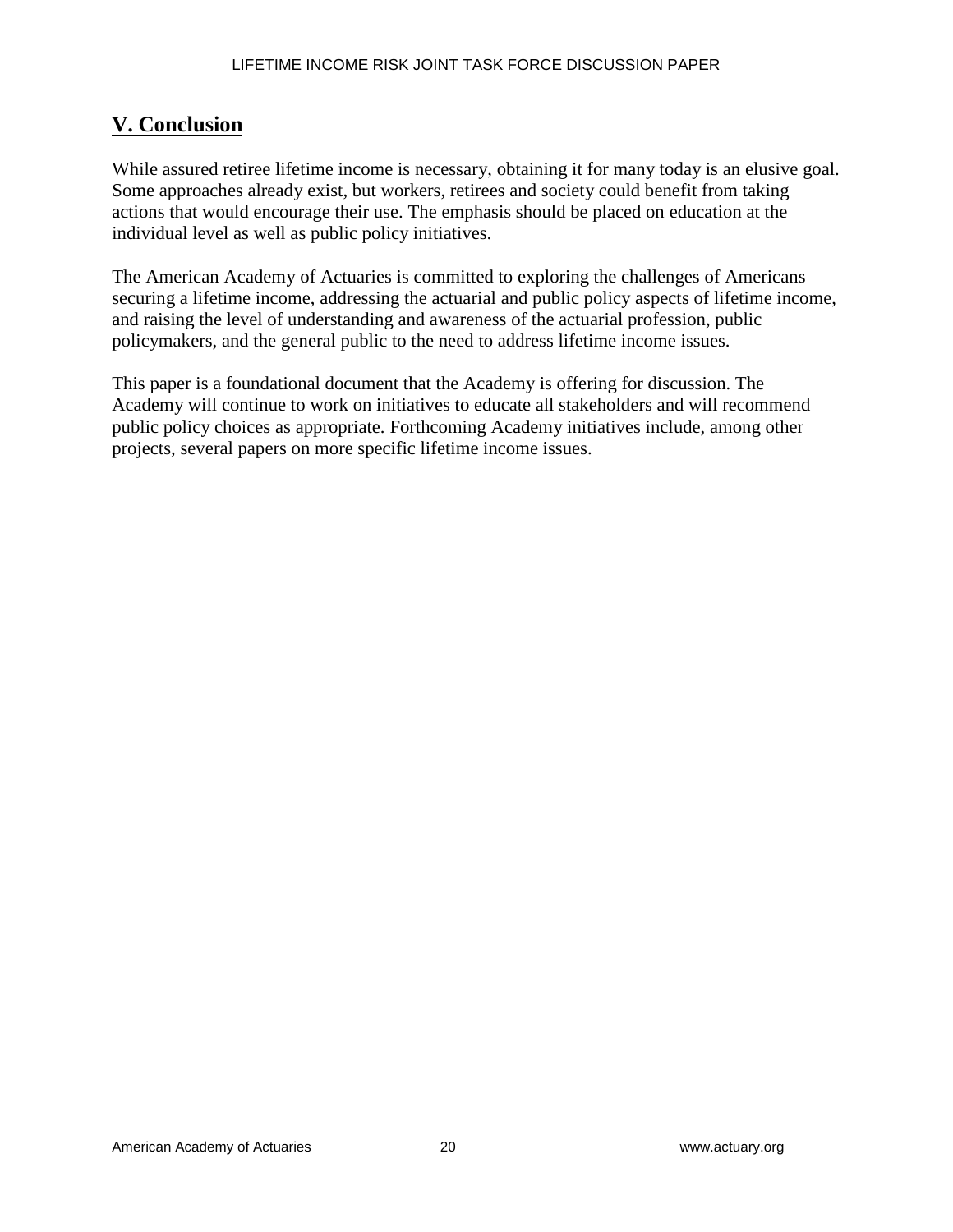## V. Conclusion

While assured retiree lifetime income is necessary, obtaining it for many today is an elusive goal. Some approaches already exist, but workers, retirees and society could benefit from taking actions that would encourage their use. The emphasis should be placed on education at the individual level as well as public policy initiatives.

The American Academy of Actuaries is committed to exploring the challenges of Americans securing a lifetime income, addressing the actuarial and public policy aspects of lifetime income, and raising the level of understanding and awareness of the actuarial profession, public policymakers, and the general public to the need to address lifetime income issues.

This paper is a foundational document that the Academy is offering for discussion. The Academy will continue to work on initiatives to educate all stakeholders and will recommend public policy choices as appropriate. Forthcoming Academy initiatives include, among other projects, several papers on more specific lifetime income issues.